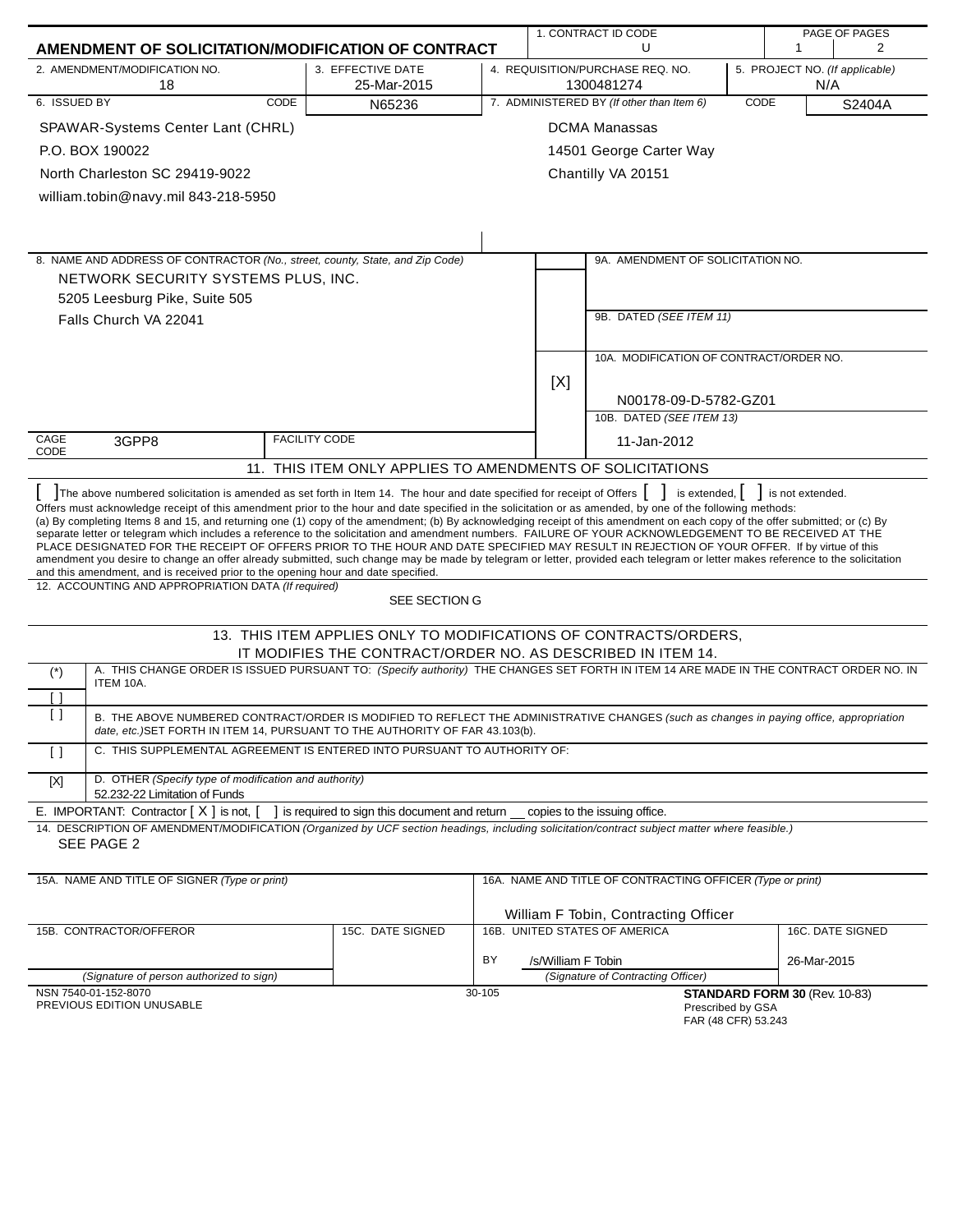# AMENDMENT OF SOLICITATION/MODIFICATION OF CONTRACT

| 1. CONTRACT ID CODE | PAGE OF PAGES |
|---|---|
| U | 1 / 2 |

| 2. AMENDMENT/MODIFICATION NO. | 3. EFFECTIVE DATE | 4. REQUISITION/PURCHASE REQ. NO. | 5. PROJECT NO. (If applicable) |
|---|---|---|---|
| 18 | 25-Mar-2015 | 1300481274 | N/A |

| 6. ISSUED BY | CODE | 7. ADMINISTERED BY (If other than Item 6) | CODE |
|---|---|---|---|
| SPAWAR-Systems Center Lant (CHRL)<br>P.O. BOX 190022<br>North Charleston SC 29419-9022<br>william.tobin@navy.mil 843-218-5950 | N65236 | DCMA Manassas<br>14501 George Carter Way<br>Chantilly VA 20151 | S2404A |

8. NAME AND ADDRESS OF CONTRACTOR (No., street, county, State, and Zip Code)

NETWORK SECURITY SYSTEMS PLUS, INC.
5205 Leesburg Pike, Suite 505
Falls Church VA 22041

9A. AMENDMENT OF SOLICITATION NO.

9B. DATED (SEE ITEM 11)

[X] 10A. MODIFICATION OF CONTRACT/ORDER NO.
N00178-09-D-5782-GZ01

10B. DATED (SEE ITEM 13)
11-Jan-2012

CAGE CODE: 3GPP8 | FACILITY CODE:

## 11. THIS ITEM ONLY APPLIES TO AMENDMENTS OF SOLICITATIONS

[ ] The above numbered solicitation is amended as set forth in Item 14. The hour and date specified for receipt of Offers [ ] is extended, [ ] is not extended.
Offers must acknowledge receipt of this amendment prior to the hour and date specified in the solicitation or as amended, by one of the following methods:
(a) By completing Items 8 and 15, and returning one (1) copy of the amendment; (b) By acknowledging receipt of this amendment on each copy of the offer submitted; or (c) By separate letter or telegram which includes a reference to the solicitation and amendment numbers. FAILURE OF YOUR ACKNOWLEDGEMENT TO BE RECEIVED AT THE PLACE DESIGNATED FOR THE RECEIPT OF OFFERS PRIOR TO THE HOUR AND DATE SPECIFIED MAY RESULT IN REJECTION OF YOUR OFFER. If by virtue of this amendment you desire to change an offer already submitted, such change may be made by telegram or letter, provided each telegram or letter makes reference to the solicitation and this amendment, and is received prior to the opening hour and date specified.

12. ACCOUNTING AND APPROPRIATION DATA (If required)
SEE SECTION G

## 13. THIS ITEM APPLIES ONLY TO MODIFICATIONS OF CONTRACTS/ORDERS, IT MODIFIES THE CONTRACT/ORDER NO. AS DESCRIBED IN ITEM 14.

| | |
|---|---|
| (*) | A. THIS CHANGE ORDER IS ISSUED PURSUANT TO: (Specify authority) THE CHANGES SET FORTH IN ITEM 14 ARE MADE IN THE CONTRACT ORDER NO. IN ITEM 10A. |
| [ ] | |
| [ ] | B. THE ABOVE NUMBERED CONTRACT/ORDER IS MODIFIED TO REFLECT THE ADMINISTRATIVE CHANGES (such as changes in paying office, appropriation date, etc.) SET FORTH IN ITEM 14, PURSUANT TO THE AUTHORITY OF FAR 43.103(b). |
| [ ] | C. THIS SUPPLEMENTAL AGREEMENT IS ENTERED INTO PURSUANT TO AUTHORITY OF: |
| [X] | D. OTHER (Specify type of modification and authority)<br>52.232-22 Limitation of Funds |

E. IMPORTANT: Contractor [ X ] is not, [ ] is required to sign this document and return __ copies to the issuing office.

14. DESCRIPTION OF AMENDMENT/MODIFICATION (Organized by UCF section headings, including solicitation/contract subject matter where feasible.)
SEE PAGE 2

| 15A. NAME AND TITLE OF SIGNER (Type or print) | | 16A. NAME AND TITLE OF CONTRACTING OFFICER (Type or print) | |
|---|---|---|---|
| | | William F Tobin, Contracting Officer | |
| 15B. CONTRACTOR/OFFEROR | 15C. DATE SIGNED | 16B. UNITED STATES OF AMERICA | 16C. DATE SIGNED |
| | | BY /s/William F Tobin | 26-Mar-2015 |
| (Signature of person authorized to sign) | | (Signature of Contracting Officer) | |

NSN 7540-01-152-8070
PREVIOUS EDITION UNUSABLE
30-105
**STANDARD FORM 30** (Rev. 10-83)
Prescribed by GSA
FAR (48 CFR) 53.243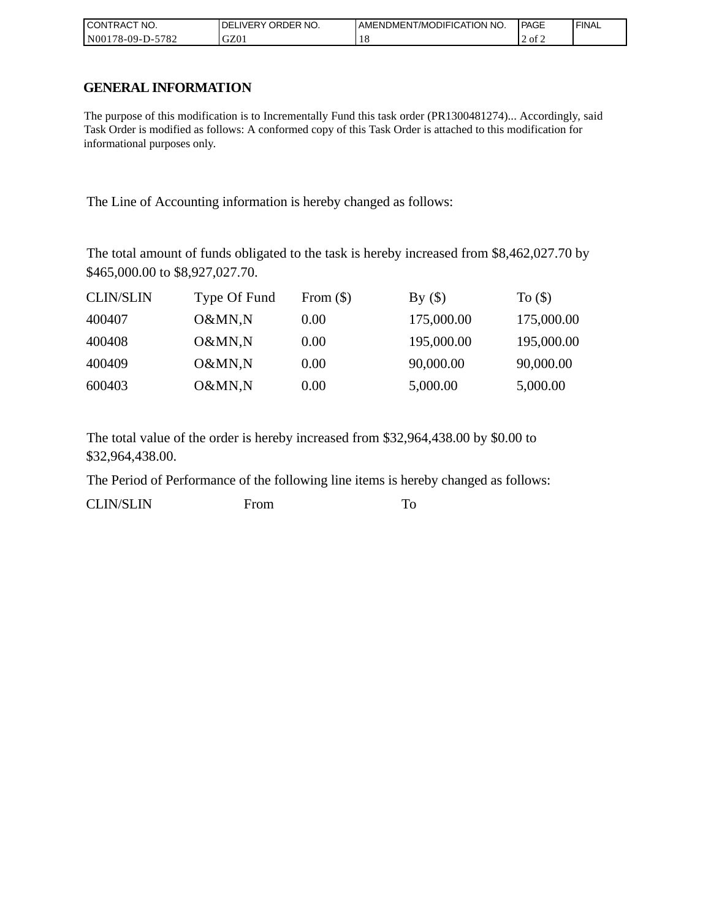| CONTRACT NO. | DELIVERY ORDER NO. | AMENDMENT/MODIFICATION NO. | PAGE | FINAL |
| --- | --- | --- | --- | --- |
| N00178-09-D-5782 | GZ01 | 18 | 2 of 2 | |

## GENERAL INFORMATION

The purpose of this modification is to Incrementally Fund this task order (PR1300481274)... Accordingly, said Task Order is modified as follows: A conformed copy of this Task Order is attached to this modification for informational purposes only.

The Line of Accounting information is hereby changed as follows:

The total amount of funds obligated to the task is hereby increased from $8,462,027.70 by $465,000.00 to $8,927,027.70.

| CLIN/SLIN | Type Of Fund | From ($) | By ($) | To ($) |
| --- | --- | --- | --- | --- |
| 400407 | O&MN,N | 0.00 | 175,000.00 | 175,000.00 |
| 400408 | O&MN,N | 0.00 | 195,000.00 | 195,000.00 |
| 400409 | O&MN,N | 0.00 | 90,000.00 | 90,000.00 |
| 600403 | O&MN,N | 0.00 | 5,000.00 | 5,000.00 |

The total value of the order is hereby increased from $32,964,438.00 by $0.00 to $32,964,438.00.

The Period of Performance of the following line items is hereby changed as follows:

| CLIN/SLIN | From | To |
| --- | --- | --- |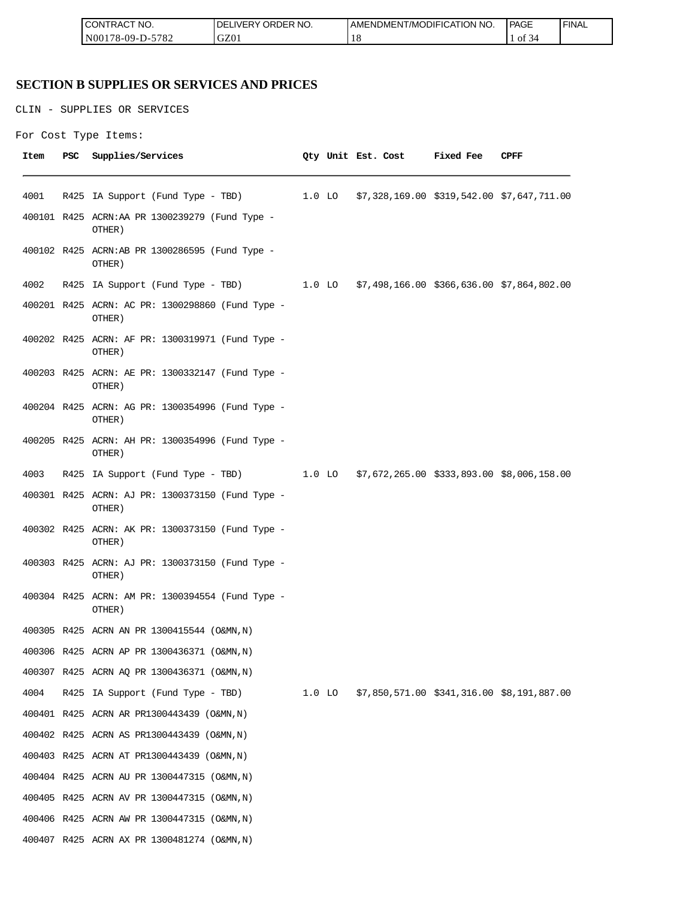## SECTION B SUPPLIES OR SERVICES AND PRICES

CLIN - SUPPLIES OR SERVICES

For Cost Type Items:

| Item | PSC | Supplies/Services | Qty | Unit | Est. Cost | Fixed Fee | CPFF |
|---|---|---|---|---|---|---|---|
| 4001 | R425 | IA Support (Fund Type - TBD) | 1.0 | LO | $7,328,169.00 | $319,542.00 | $7,647,711.00 |
| 400101 | R425 | ACRN:AA PR 1300239279 (Fund Type - OTHER) | | | | | |
| 400102 | R425 | ACRN:AB PR 1300286595 (Fund Type - OTHER) | | | | | |
| 4002 | R425 | IA Support (Fund Type - TBD) | 1.0 | LO | $7,498,166.00 | $366,636.00 | $7,864,802.00 |
| 400201 | R425 | ACRN: AC PR: 1300298860 (Fund Type - OTHER) | | | | | |
| 400202 | R425 | ACRN: AF PR: 1300319971 (Fund Type - OTHER) | | | | | |
| 400203 | R425 | ACRN: AE PR: 1300332147 (Fund Type - OTHER) | | | | | |
| 400204 | R425 | ACRN: AG PR: 1300354996 (Fund Type - OTHER) | | | | | |
| 400205 | R425 | ACRN: AH PR: 1300354996 (Fund Type - OTHER) | | | | | |
| 4003 | R425 | IA Support (Fund Type - TBD) | 1.0 | LO | $7,672,265.00 | $333,893.00 | $8,006,158.00 |
| 400301 | R425 | ACRN: AJ PR: 1300373150 (Fund Type - OTHER) | | | | | |
| 400302 | R425 | ACRN: AK PR: 1300373150 (Fund Type - OTHER) | | | | | |
| 400303 | R425 | ACRN: AJ PR: 1300373150 (Fund Type - OTHER) | | | | | |
| 400304 | R425 | ACRN: AM PR: 1300394554 (Fund Type - OTHER) | | | | | |
| 400305 | R425 | ACRN AN PR 1300415544 (O&MN,N) | | | | | |
| 400306 | R425 | ACRN AP PR 1300436371 (O&MN,N) | | | | | |
| 400307 | R425 | ACRN AQ PR 1300436371 (O&MN,N) | | | | | |
| 4004 | R425 | IA Support (Fund Type - TBD) | 1.0 | LO | $7,850,571.00 | $341,316.00 | $8,191,887.00 |
| 400401 | R425 | ACRN AR PR1300443439 (O&MN,N) | | | | | |
| 400402 | R425 | ACRN AS PR1300443439 (O&MN,N) | | | | | |
| 400403 | R425 | ACRN AT PR1300443439 (O&MN,N) | | | | | |
| 400404 | R425 | ACRN AU PR 1300447315 (O&MN,N) | | | | | |
| 400405 | R425 | ACRN AV PR 1300447315 (O&MN,N) | | | | | |
| 400406 | R425 | ACRN AW PR 1300447315 (O&MN,N) | | | | | |
| 400407 | R425 | ACRN AX PR 1300481274 (O&MN,N) | | | | | |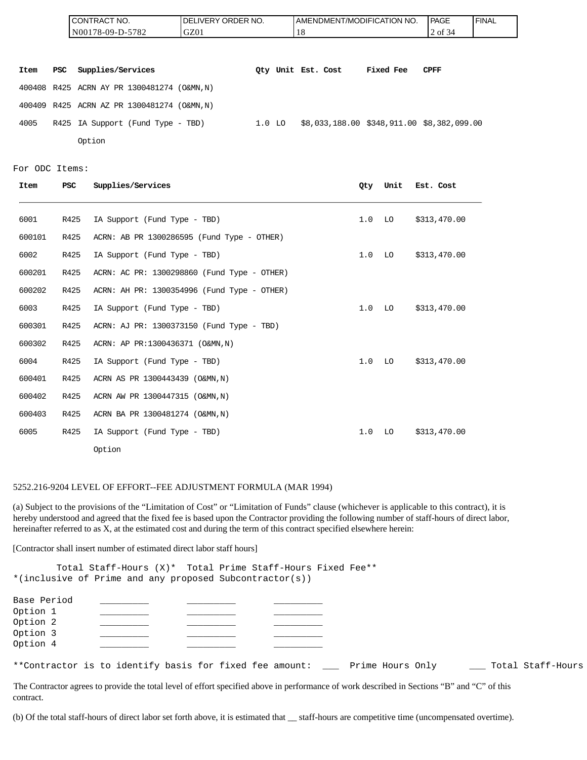| Item | PSC | Supplies/Services | Qty | Unit | Est. Cost | Fixed Fee | CPFF |
|---|---|---|---|---|---|---|---|
| 400408 | R425 | ACRN AY PR 1300481274 (O&MN,N) | | | | | |
| 400409 | R425 | ACRN AZ PR 1300481274 (O&MN,N) | | | | | |
| 4005 | R425 | IA Support (Fund Type - TBD) Option | 1.0 | LO | $8,033,188.00 | $348,911.00 | $8,382,099.00 |

For ODC Items:

| Item | PSC | Supplies/Services | Qty | Unit | Est. Cost |
|---|---|---|---|---|---|
| 6001 | R425 | IA Support (Fund Type - TBD) | 1.0 | LO | $313,470.00 |
| 600101 | R425 | ACRN: AB PR 1300286595 (Fund Type - OTHER) | | | |
| 6002 | R425 | IA Support (Fund Type - TBD) | 1.0 | LO | $313,470.00 |
| 600201 | R425 | ACRN: AC PR: 1300298860 (Fund Type - OTHER) | | | |
| 600202 | R425 | ACRN: AH PR: 1300354996 (Fund Type - OTHER) | | | |
| 6003 | R425 | IA Support (Fund Type - TBD) | 1.0 | LO | $313,470.00 |
| 600301 | R425 | ACRN: AJ PR: 1300373150 (Fund Type - TBD) | | | |
| 600302 | R425 | ACRN: AP PR:1300436371 (O&MN,N) | | | |
| 6004 | R425 | IA Support (Fund Type - TBD) | 1.0 | LO | $313,470.00 |
| 600401 | R425 | ACRN AS PR 1300443439 (O&MN,N) | | | |
| 600402 | R425 | ACRN AW PR 1300447315 (O&MN,N) | | | |
| 600403 | R425 | ACRN BA PR 1300481274 (O&MN,N) | | | |
| 6005 | R425 | IA Support (Fund Type - TBD) Option | 1.0 | LO | $313,470.00 |

5252.216-9204 LEVEL OF EFFORT--FEE ADJUSTMENT FORMULA (MAR 1994)

(a) Subject to the provisions of the "Limitation of Cost" or "Limitation of Funds" clause (whichever is applicable to this contract), it is hereby understood and agreed that the fixed fee is based upon the Contractor providing the following number of staff-hours of direct labor, hereinafter referred to as X, at the estimated cost and during the term of this contract specified elsewhere herein:

[Contractor shall insert number of estimated direct labor staff hours]

| | Total Staff-Hours (X)* | Total Prime Staff-Hours | Fixed Fee** |
|---|---|---|---|
| Base Period | _________ | _________ | _________ |
| Option 1 | _________ | _________ | _________ |
| Option 2 | _________ | _________ | _________ |
| Option 3 | _________ | _________ | _________ |
| Option 4 | _________ | _________ | _________ |

*(inclusive of Prime and any proposed Subcontractor(s))

**Contractor is to identify basis for fixed fee amount: ___ Prime Hours Only ___ Total Staff-Hours

The Contractor agrees to provide the total level of effort specified above in performance of work described in Sections "B" and "C" of this contract.

(b) Of the total staff-hours of direct labor set forth above, it is estimated that __ staff-hours are competitive time (uncompensated overtime).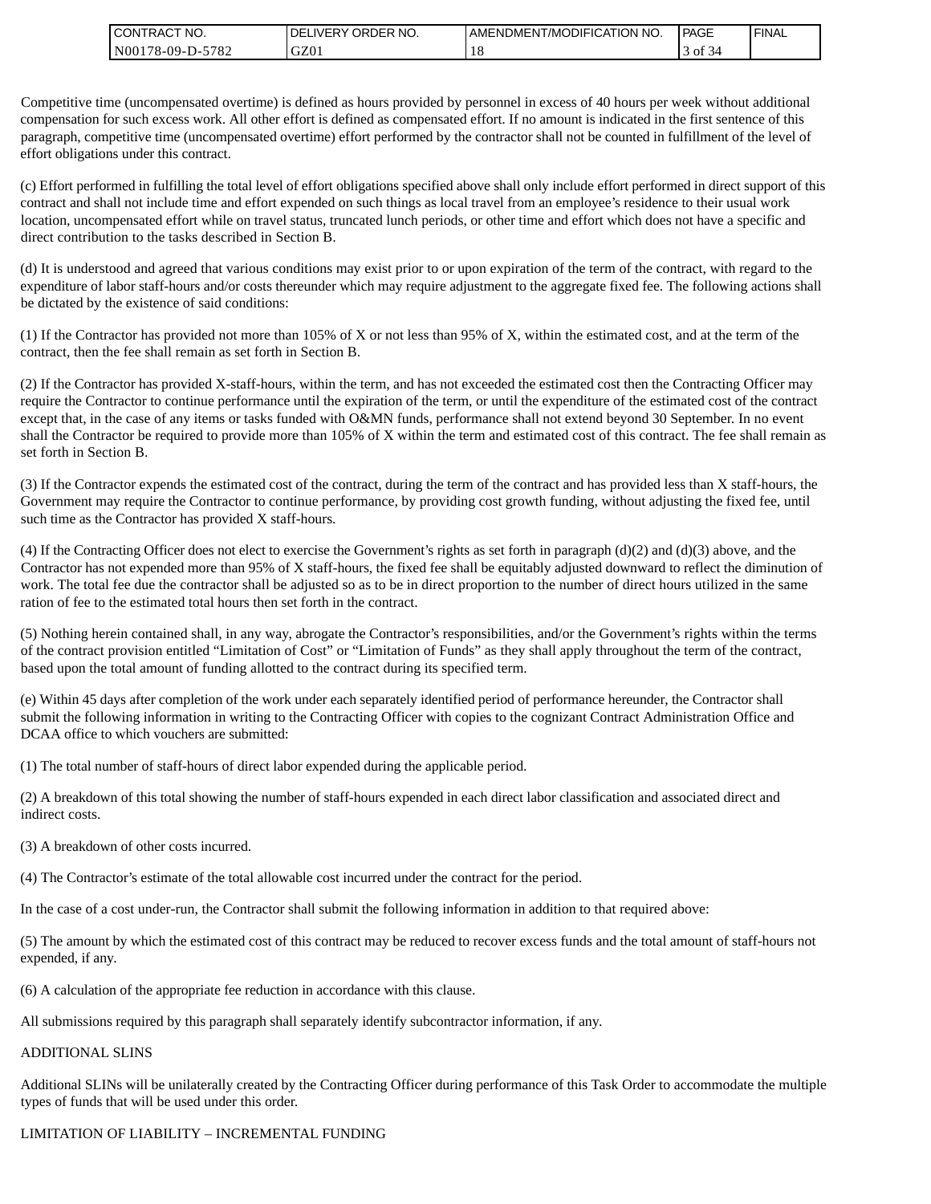Competitive time (uncompensated overtime) is defined as hours provided by personnel in excess of 40 hours per week without additional compensation for such excess work. All other effort is defined as compensated effort. If no amount is indicated in the first sentence of this paragraph, competitive time (uncompensated overtime) effort performed by the contractor shall not be counted in fulfillment of the level of effort obligations under this contract.

(c) Effort performed in fulfilling the total level of effort obligations specified above shall only include effort performed in direct support of this contract and shall not include time and effort expended on such things as local travel from an employee's residence to their usual work location, uncompensated effort while on travel status, truncated lunch periods, or other time and effort which does not have a specific and direct contribution to the tasks described in Section B.

(d) It is understood and agreed that various conditions may exist prior to or upon expiration of the term of the contract, with regard to the expenditure of labor staff-hours and/or costs thereunder which may require adjustment to the aggregate fixed fee. The following actions shall be dictated by the existence of said conditions:

(1) If the Contractor has provided not more than 105% of X or not less than 95% of X, within the estimated cost, and at the term of the contract, then the fee shall remain as set forth in Section B.

(2) If the Contractor has provided X-staff-hours, within the term, and has not exceeded the estimated cost then the Contracting Officer may require the Contractor to continue performance until the expiration of the term, or until the expenditure of the estimated cost of the contract except that, in the case of any items or tasks funded with O&MN funds, performance shall not extend beyond 30 September. In no event shall the Contractor be required to provide more than 105% of X within the term and estimated cost of this contract. The fee shall remain as set forth in Section B.

(3) If the Contractor expends the estimated cost of the contract, during the term of the contract and has provided less than X staff-hours, the Government may require the Contractor to continue performance, by providing cost growth funding, without adjusting the fixed fee, until such time as the Contractor has provided X staff-hours.

(4) If the Contracting Officer does not elect to exercise the Government's rights as set forth in paragraph (d)(2) and (d)(3) above, and the Contractor has not expended more than 95% of X staff-hours, the fixed fee shall be equitably adjusted downward to reflect the diminution of work. The total fee due the contractor shall be adjusted so as to be in direct proportion to the number of direct hours utilized in the same ration of fee to the estimated total hours then set forth in the contract.

(5) Nothing herein contained shall, in any way, abrogate the Contractor's responsibilities, and/or the Government's rights within the terms of the contract provision entitled "Limitation of Cost" or "Limitation of Funds" as they shall apply throughout the term of the contract, based upon the total amount of funding allotted to the contract during its specified term.

(e) Within 45 days after completion of the work under each separately identified period of performance hereunder, the Contractor shall submit the following information in writing to the Contracting Officer with copies to the cognizant Contract Administration Office and DCAA office to which vouchers are submitted:

(1) The total number of staff-hours of direct labor expended during the applicable period.

(2) A breakdown of this total showing the number of staff-hours expended in each direct labor classification and associated direct and indirect costs.

(3) A breakdown of other costs incurred.

(4) The Contractor's estimate of the total allowable cost incurred under the contract for the period.

In the case of a cost under-run, the Contractor shall submit the following information in addition to that required above:

(5) The amount by which the estimated cost of this contract may be reduced to recover excess funds and the total amount of staff-hours not expended, if any.

(6) A calculation of the appropriate fee reduction in accordance with this clause.

All submissions required by this paragraph shall separately identify subcontractor information, if any.

ADDITIONAL SLINS

Additional SLINs will be unilaterally created by the Contracting Officer during performance of this Task Order to accommodate the multiple types of funds that will be used under this order.

LIMITATION OF LIABILITY – INCREMENTAL FUNDING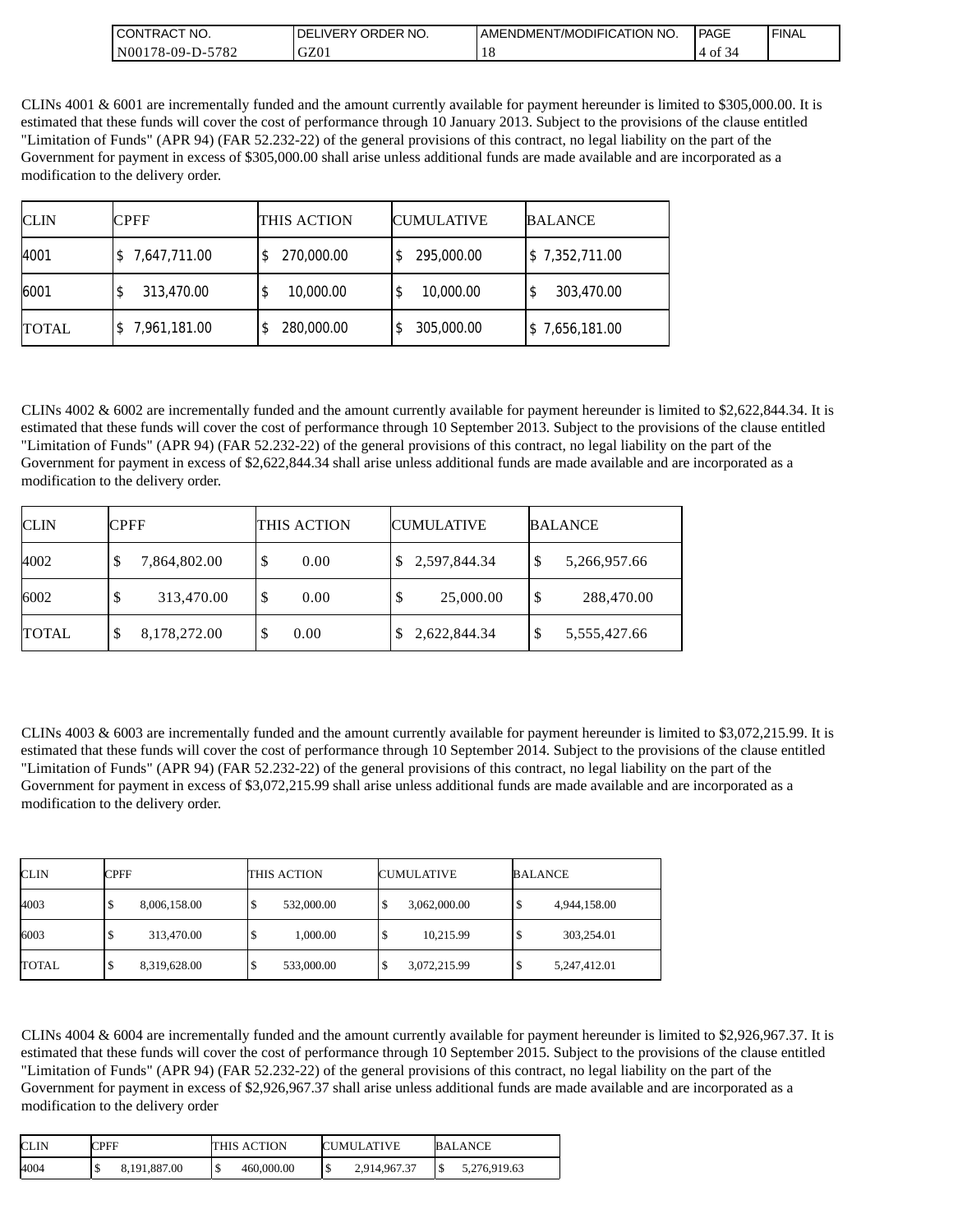CLINs 4001 & 6001 are incrementally funded and the amount currently available for payment hereunder is limited to $305,000.00. It is estimated that these funds will cover the cost of performance through 10 January 2013. Subject to the provisions of the clause entitled "Limitation of Funds" (APR 94) (FAR 52.232-22) of the general provisions of this contract, no legal liability on the part of the Government for payment in excess of $305,000.00 shall arise unless additional funds are made available and are incorporated as a modification to the delivery order.

| CLIN | CPFF | THIS ACTION | CUMULATIVE | BALANCE |
|---|---|---|---|---|
| 4001 | $ 7,647,711.00 | $ 270,000.00 | $ 295,000.00 | $ 7,352,711.00 |
| 6001 | $ 313,470.00 | $ 10,000.00 | $ 10,000.00 | $ 303,470.00 |
| TOTAL | $ 7,961,181.00 | $ 280,000.00 | $ 305,000.00 | $ 7,656,181.00 |

CLINs 4002 & 6002 are incrementally funded and the amount currently available for payment hereunder is limited to $2,622,844.34. It is estimated that these funds will cover the cost of performance through 10 September 2013. Subject to the provisions of the clause entitled "Limitation of Funds" (APR 94) (FAR 52.232-22) of the general provisions of this contract, no legal liability on the part of the Government for payment in excess of $2,622,844.34 shall arise unless additional funds are made available and are incorporated as a modification to the delivery order.

| CLIN | CPFF | THIS ACTION | CUMULATIVE | BALANCE |
|---|---|---|---|---|
| 4002 | $ 7,864,802.00 | $ 0.00 | $ 2,597,844.34 | $ 5,266,957.66 |
| 6002 | $ 313,470.00 | $ 0.00 | $ 25,000.00 | $ 288,470.00 |
| TOTAL | $ 8,178,272.00 | $ 0.00 | $ 2,622,844.34 | $ 5,555,427.66 |

CLINs 4003 & 6003 are incrementally funded and the amount currently available for payment hereunder is limited to $3,072,215.99. It is estimated that these funds will cover the cost of performance through 10 September 2014. Subject to the provisions of the clause entitled "Limitation of Funds" (APR 94) (FAR 52.232-22) of the general provisions of this contract, no legal liability on the part of the Government for payment in excess of $3,072,215.99 shall arise unless additional funds are made available and are incorporated as a modification to the delivery order.

| CLIN | CPFF | THIS ACTION | CUMULATIVE | BALANCE |
|---|---|---|---|---|
| 4003 | $ 8,006,158.00 | $ 532,000.00 | $ 3,062,000.00 | $ 4,944,158.00 |
| 6003 | $ 313,470.00 | $ 1,000.00 | $ 10,215.99 | $ 303,254.01 |
| TOTAL | $ 8,319,628.00 | $ 533,000.00 | $ 3,072,215.99 | $ 5,247,412.01 |

CLINs 4004 & 6004 are incrementally funded and the amount currently available for payment hereunder is limited to $2,926,967.37. It is estimated that these funds will cover the cost of performance through 10 September 2015. Subject to the provisions of the clause entitled "Limitation of Funds" (APR 94) (FAR 52.232-22) of the general provisions of this contract, no legal liability on the part of the Government for payment in excess of $2,926,967.37 shall arise unless additional funds are made available and are incorporated as a modification to the delivery order

| CLIN | CPFF | THIS ACTION | CUMULATIVE | BALANCE |
|---|---|---|---|---|
| 4004 | $ 8,191,887.00 | $ 460,000.00 | $ 2,914,967.37 | $ 5,276,919.63 |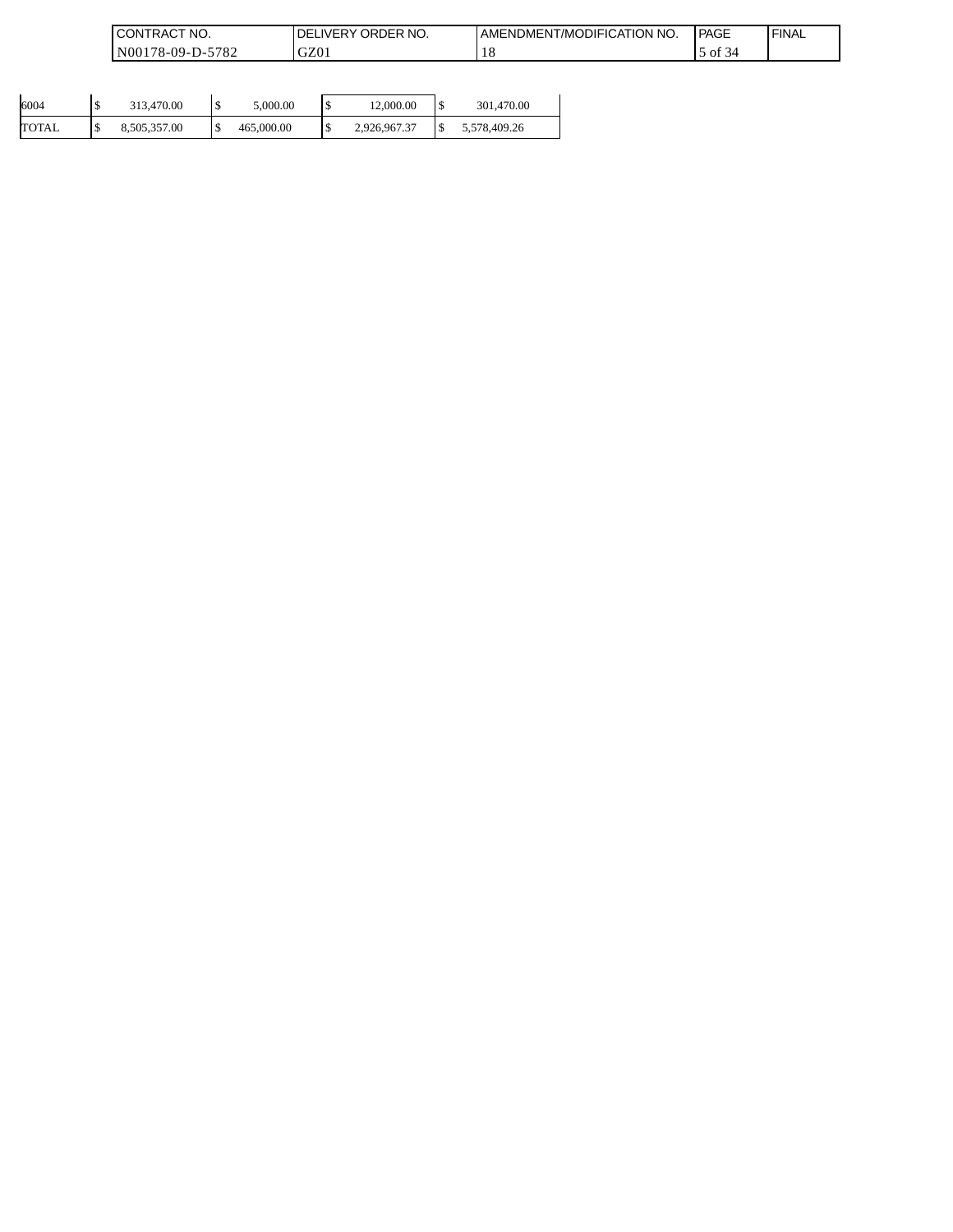| | | | | |
|---|---|---|---|---|
| 6004 | $ 313,470.00 | $ 5,000.00 | $ 12,000.00 | $ 301,470.00 |
| TOTAL | $ 8,505,357.00 | $ 465,000.00 | $ 2,926,967.37 | $ 5,578,409.26 |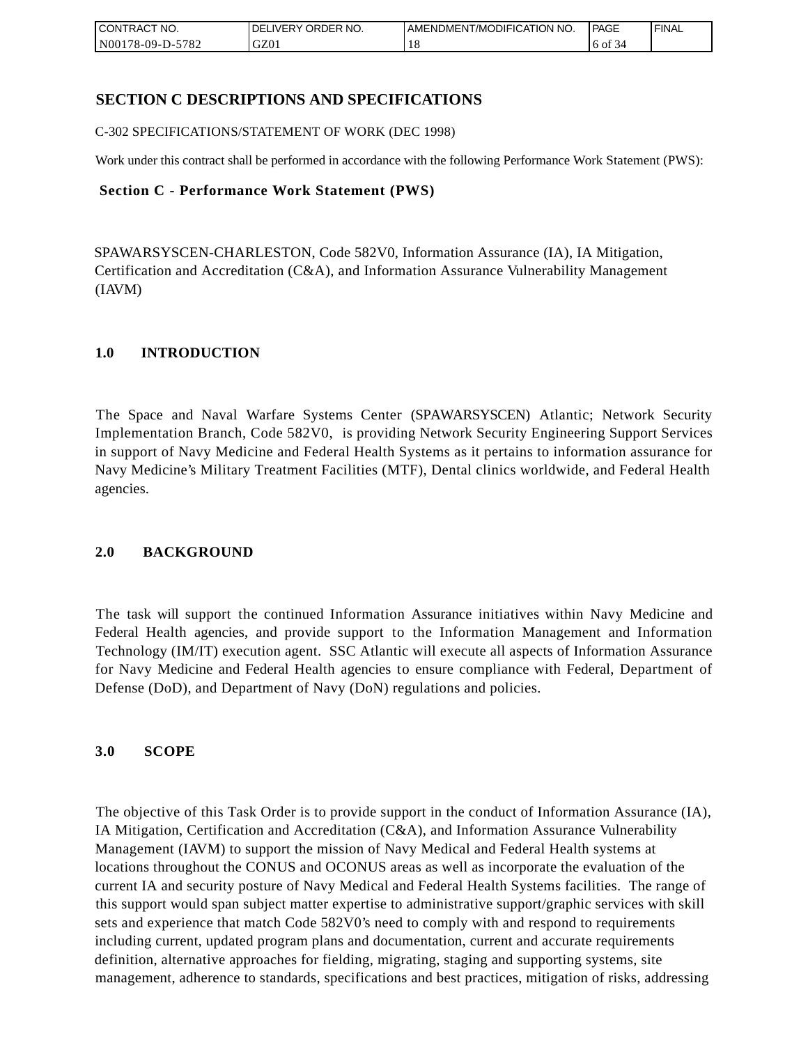# SECTION C DESCRIPTIONS AND SPECIFICATIONS

C-302 SPECIFICATIONS/STATEMENT OF WORK (DEC 1998)

Work under this contract shall be performed in accordance with the following Performance Work Statement (PWS):

## Section C - Performance Work Statement (PWS)

SPAWARSYSCEN-CHARLESTON, Code 582V0, Information Assurance (IA), IA Mitigation, Certification and Accreditation (C&A), and Information Assurance Vulnerability Management (IAVM)

### 1.0 INTRODUCTION

The Space and Naval Warfare Systems Center (SPAWARSYSCEN) Atlantic; Network Security Implementation Branch, Code 582V0, is providing Network Security Engineering Support Services in support of Navy Medicine and Federal Health Systems as it pertains to information assurance for Navy Medicine's Military Treatment Facilities (MTF), Dental clinics worldwide, and Federal Health agencies.

### 2.0 BACKGROUND

The task will support the continued Information Assurance initiatives within Navy Medicine and Federal Health agencies, and provide support to the Information Management and Information Technology (IM/IT) execution agent. SSC Atlantic will execute all aspects of Information Assurance for Navy Medicine and Federal Health agencies to ensure compliance with Federal, Department of Defense (DoD), and Department of Navy (DoN) regulations and policies.

### 3.0 SCOPE

The objective of this Task Order is to provide support in the conduct of Information Assurance (IA), IA Mitigation, Certification and Accreditation (C&A), and Information Assurance Vulnerability Management (IAVM) to support the mission of Navy Medical and Federal Health systems at locations throughout the CONUS and OCONUS areas as well as incorporate the evaluation of the current IA and security posture of Navy Medical and Federal Health Systems facilities. The range of this support would span subject matter expertise to administrative support/graphic services with skill sets and experience that match Code 582V0's need to comply with and respond to requirements including current, updated program plans and documentation, current and accurate requirements definition, alternative approaches for fielding, migrating, staging and supporting systems, site management, adherence to standards, specifications and best practices, mitigation of risks, addressing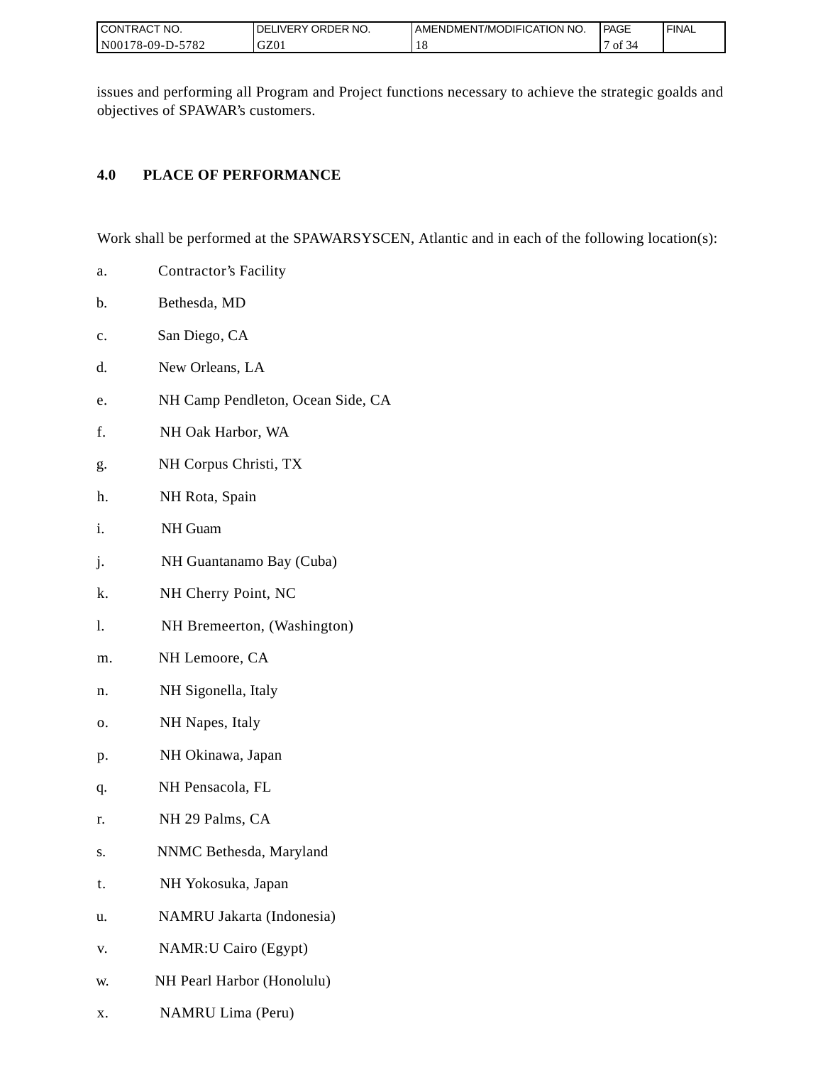issues and performing all Program and Project functions necessary to achieve the strategic goalds and objectives of SPAWAR's customers.

## 4.0 PLACE OF PERFORMANCE

Work shall be performed at the SPAWARSYSCEN, Atlantic and in each of the following location(s):

a. Contractor's Facility

b. Bethesda, MD

c. San Diego, CA

d. New Orleans, LA

e. NH Camp Pendleton, Ocean Side, CA

f. NH Oak Harbor, WA

g. NH Corpus Christi, TX

h. NH Rota, Spain

i. NH Guam

j. NH Guantanamo Bay (Cuba)

k. NH Cherry Point, NC

l. NH Bremeerton, (Washington)

m. NH Lemoore, CA

n. NH Sigonella, Italy

o. NH Napes, Italy

p. NH Okinawa, Japan

q. NH Pensacola, FL

r. NH 29 Palms, CA

s. NNMC Bethesda, Maryland

t. NH Yokosuka, Japan

u. NAMRU Jakarta (Indonesia)

v. NAMR:U Cairo (Egypt)

w. NH Pearl Harbor (Honolulu)

x. NAMRU Lima (Peru)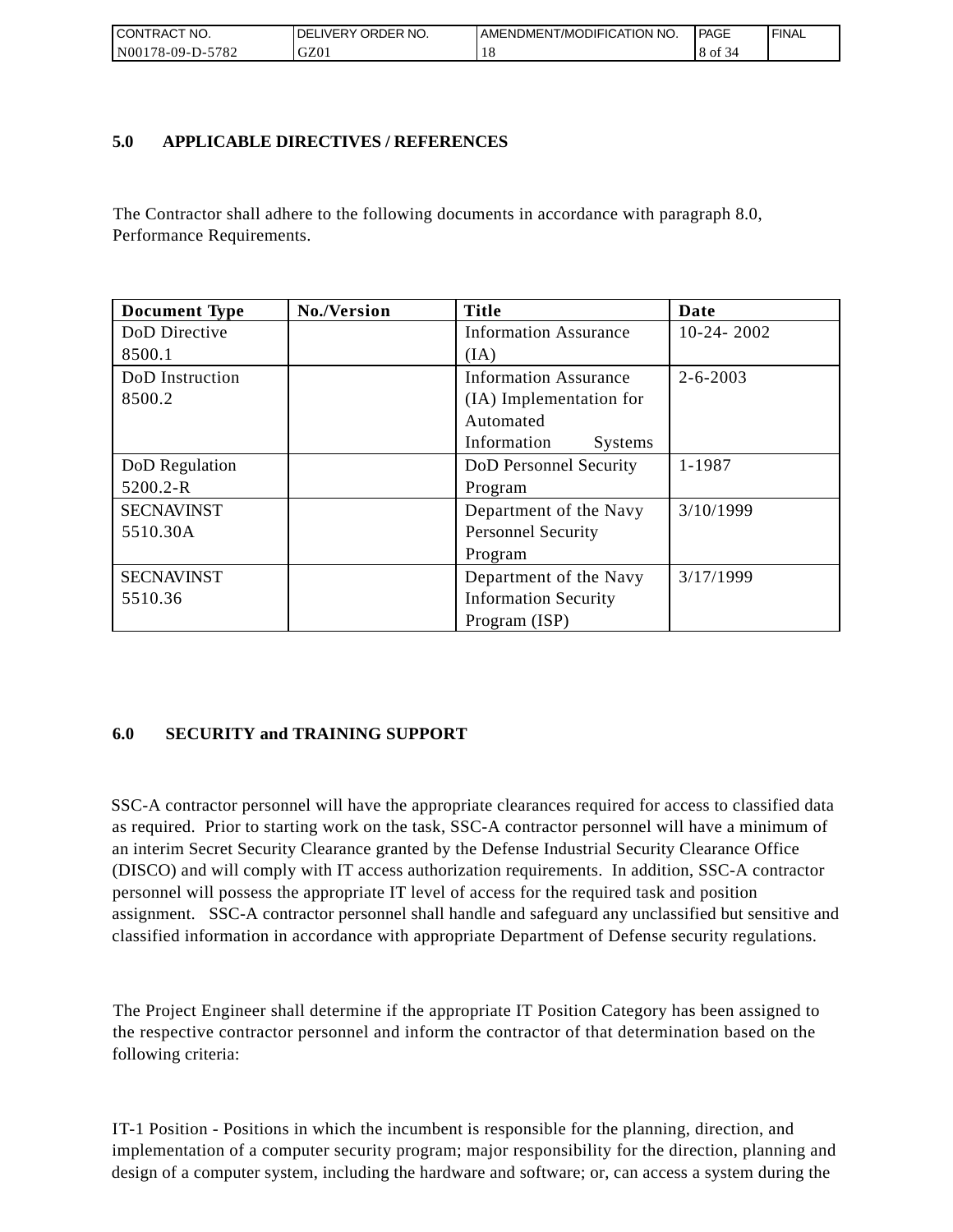## 5.0 APPLICABLE DIRECTIVES / REFERENCES

The Contractor shall adhere to the following documents in accordance with paragraph 8.0, Performance Requirements.

| Document Type | No./Version | Title | Date |
|---|---|---|---|
| DoD Directive 8500.1 | | Information Assurance (IA) | 10-24- 2002 |
| DoD Instruction 8500.2 | | Information Assurance (IA) Implementation for Automated Information Systems | 2-6-2003 |
| DoD Regulation 5200.2-R | | DoD Personnel Security Program | 1-1987 |
| SECNAVINST 5510.30A | | Department of the Navy Personnel Security Program | 3/10/1999 |
| SECNAVINST 5510.36 | | Department of the Navy Information Security Program (ISP) | 3/17/1999 |

## 6.0 SECURITY and TRAINING SUPPORT

SSC-A contractor personnel will have the appropriate clearances required for access to classified data as required. Prior to starting work on the task, SSC-A contractor personnel will have a minimum of an interim Secret Security Clearance granted by the Defense Industrial Security Clearance Office (DISCO) and will comply with IT access authorization requirements. In addition, SSC-A contractor personnel will possess the appropriate IT level of access for the required task and position assignment. SSC-A contractor personnel shall handle and safeguard any unclassified but sensitive and classified information in accordance with appropriate Department of Defense security regulations.

The Project Engineer shall determine if the appropriate IT Position Category has been assigned to the respective contractor personnel and inform the contractor of that determination based on the following criteria:

IT-1 Position - Positions in which the incumbent is responsible for the planning, direction, and implementation of a computer security program; major responsibility for the direction, planning and design of a computer system, including the hardware and software; or, can access a system during the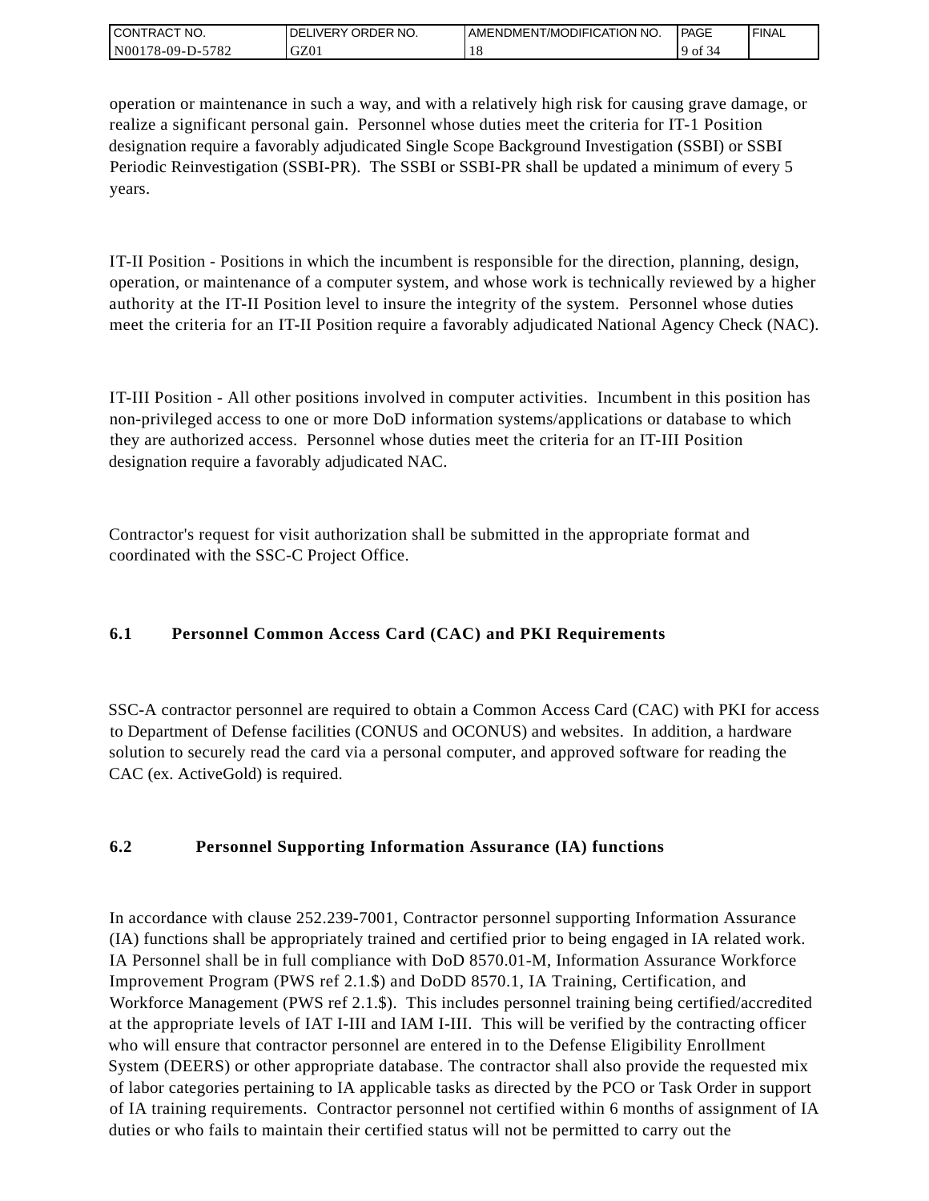operation or maintenance in such a way, and with a relatively high risk for causing grave damage, or realize a significant personal gain.  Personnel whose duties meet the criteria for IT-1 Position designation require a favorably adjudicated Single Scope Background Investigation (SSBI) or SSBI Periodic Reinvestigation (SSBI-PR).  The SSBI or SSBI-PR shall be updated a minimum of every 5 years.

IT-II Position - Positions in which the incumbent is responsible for the direction, planning, design, operation, or maintenance of a computer system, and whose work is technically reviewed by a higher authority at the IT-II Position level to insure the integrity of the system.  Personnel whose duties meet the criteria for an IT-II Position require a favorably adjudicated National Agency Check (NAC).

IT-III Position - All other positions involved in computer activities.  Incumbent in this position has non-privileged access to one or more DoD information systems/applications or database to which they are authorized access.  Personnel whose duties meet the criteria for an IT-III Position designation require a favorably adjudicated NAC.

Contractor's request for visit authorization shall be submitted in the appropriate format and coordinated with the SSC-C Project Office.

### 6.1 Personnel Common Access Card (CAC) and PKI Requirements

SSC-A contractor personnel are required to obtain a Common Access Card (CAC) with PKI for access to Department of Defense facilities (CONUS and OCONUS) and websites.  In addition, a hardware solution to securely read the card via a personal computer, and approved software for reading the CAC (ex. ActiveGold) is required.

### 6.2 Personnel Supporting Information Assurance (IA) functions

In accordance with clause 252.239-7001, Contractor personnel supporting Information Assurance (IA) functions shall be appropriately trained and certified prior to being engaged in IA related work. IA Personnel shall be in full compliance with DoD 8570.01-M, Information Assurance Workforce Improvement Program (PWS ref 2.1.$) and DoDD 8570.1, IA Training, Certification, and Workforce Management (PWS ref 2.1.$).  This includes personnel training being certified/accredited at the appropriate levels of IAT I-III and IAM I-III.  This will be verified by the contracting officer who will ensure that contractor personnel are entered in to the Defense Eligibility Enrollment System (DEERS) or other appropriate database. The contractor shall also provide the requested mix of labor categories pertaining to IA applicable tasks as directed by the PCO or Task Order in support of IA training requirements.  Contractor personnel not certified within 6 months of assignment of IA duties or who fails to maintain their certified status will not be permitted to carry out the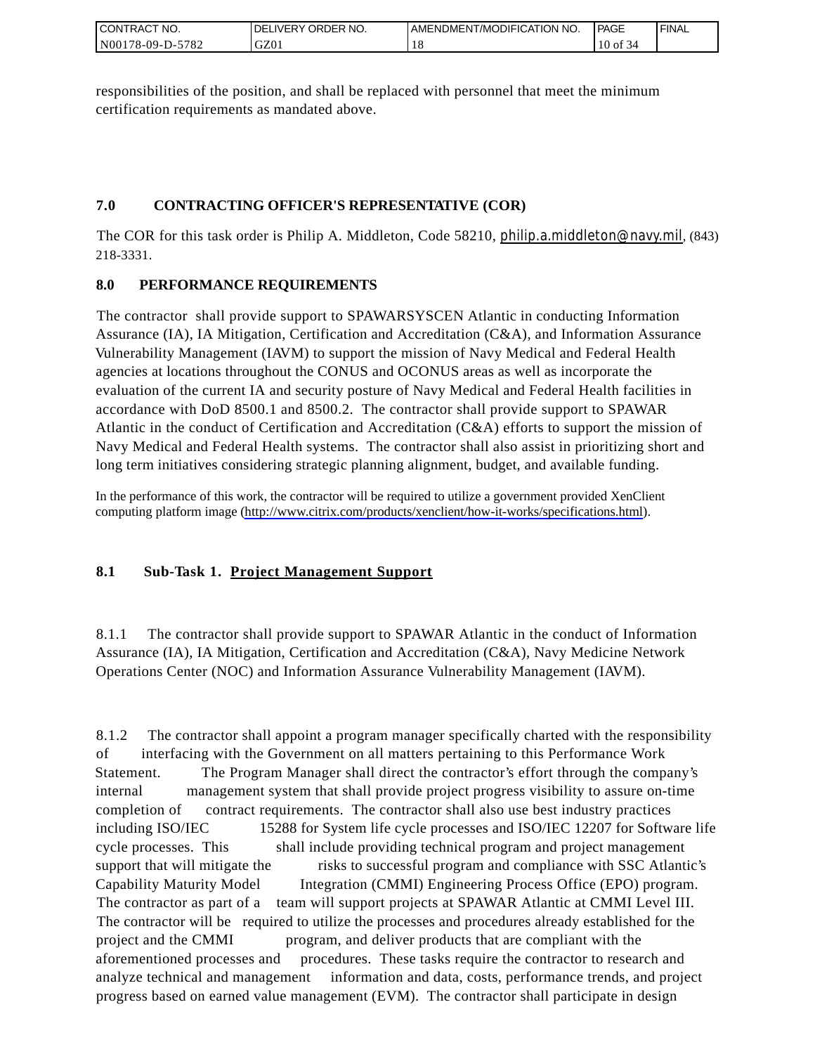responsibilities of the position, and shall be replaced with personnel that meet the minimum certification requirements as mandated above.

## 7.0 CONTRACTING OFFICER'S REPRESENTATIVE (COR)

The COR for this task order is Philip A. Middleton, Code 58210, philip.a.middleton@navy.mil, (843) 218-3331.

## 8.0 PERFORMANCE REQUIREMENTS

The contractor shall provide support to SPAWARSYSCEN Atlantic in conducting Information Assurance (IA), IA Mitigation, Certification and Accreditation (C&A), and Information Assurance Vulnerability Management (IAVM) to support the mission of Navy Medical and Federal Health agencies at locations throughout the CONUS and OCONUS areas as well as incorporate the evaluation of the current IA and security posture of Navy Medical and Federal Health facilities in accordance with DoD 8500.1 and 8500.2. The contractor shall provide support to SPAWAR Atlantic in the conduct of Certification and Accreditation (C&A) efforts to support the mission of Navy Medical and Federal Health systems. The contractor shall also assist in prioritizing short and long term initiatives considering strategic planning alignment, budget, and available funding.

In the performance of this work, the contractor will be required to utilize a government provided XenClient computing platform image (http://www.citrix.com/products/xenclient/how-it-works/specifications.html).

### 8.1 Sub-Task 1. Project Management Support

8.1.1 The contractor shall provide support to SPAWAR Atlantic in the conduct of Information Assurance (IA), IA Mitigation, Certification and Accreditation (C&A), Navy Medicine Network Operations Center (NOC) and Information Assurance Vulnerability Management (IAVM).

8.1.2 The contractor shall appoint a program manager specifically charted with the responsibility of interfacing with the Government on all matters pertaining to this Performance Work Statement. The Program Manager shall direct the contractor's effort through the company's internal management system that shall provide project progress visibility to assure on-time completion of contract requirements. The contractor shall also use best industry practices including ISO/IEC 15288 for System life cycle processes and ISO/IEC 12207 for Software life cycle processes. This shall include providing technical program and project management support that will mitigate the risks to successful program and compliance with SSC Atlantic's Capability Maturity Model Integration (CMMI) Engineering Process Office (EPO) program. The contractor as part of a team will support projects at SPAWAR Atlantic at CMMI Level III. The contractor will be required to utilize the processes and procedures already established for the project and the CMMI program, and deliver products that are compliant with the aforementioned processes and procedures. These tasks require the contractor to research and analyze technical and management information and data, costs, performance trends, and project progress based on earned value management (EVM). The contractor shall participate in design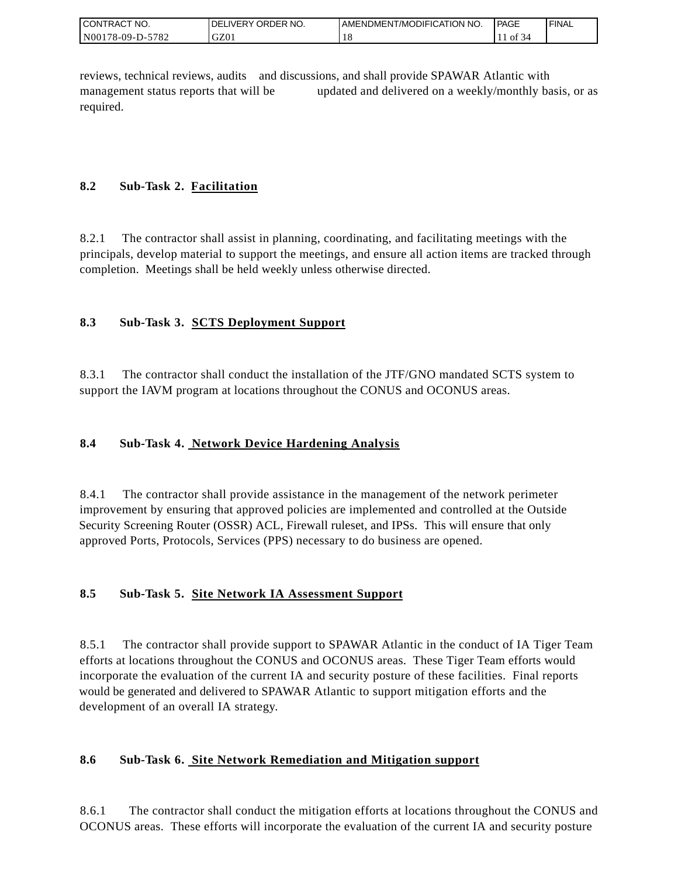reviews, technical reviews, audits and discussions, and shall provide SPAWAR Atlantic with management status reports that will be updated and delivered on a weekly/monthly basis, or as required.

### 8.2 Sub-Task 2. <u>Facilitation</u>

8.2.1 The contractor shall assist in planning, coordinating, and facilitating meetings with the principals, develop material to support the meetings, and ensure all action items are tracked through completion. Meetings shall be held weekly unless otherwise directed.

### 8.3 Sub-Task 3. <u>SCTS Deployment Support</u>

8.3.1 The contractor shall conduct the installation of the JTF/GNO mandated SCTS system to support the IAVM program at locations throughout the CONUS and OCONUS areas.

### 8.4 Sub-Task 4. <u>Network Device Hardening Analysis</u>

8.4.1 The contractor shall provide assistance in the management of the network perimeter improvement by ensuring that approved policies are implemented and controlled at the Outside Security Screening Router (OSSR) ACL, Firewall ruleset, and IPSs. This will ensure that only approved Ports, Protocols, Services (PPS) necessary to do business are opened.

### 8.5 Sub-Task 5. <u>Site Network IA Assessment Support</u>

8.5.1 The contractor shall provide support to SPAWAR Atlantic in the conduct of IA Tiger Team efforts at locations throughout the CONUS and OCONUS areas. These Tiger Team efforts would incorporate the evaluation of the current IA and security posture of these facilities. Final reports would be generated and delivered to SPAWAR Atlantic to support mitigation efforts and the development of an overall IA strategy.

### 8.6 Sub-Task 6. <u>Site Network Remediation and Mitigation support</u>

8.6.1 The contractor shall conduct the mitigation efforts at locations throughout the CONUS and OCONUS areas. These efforts will incorporate the evaluation of the current IA and security posture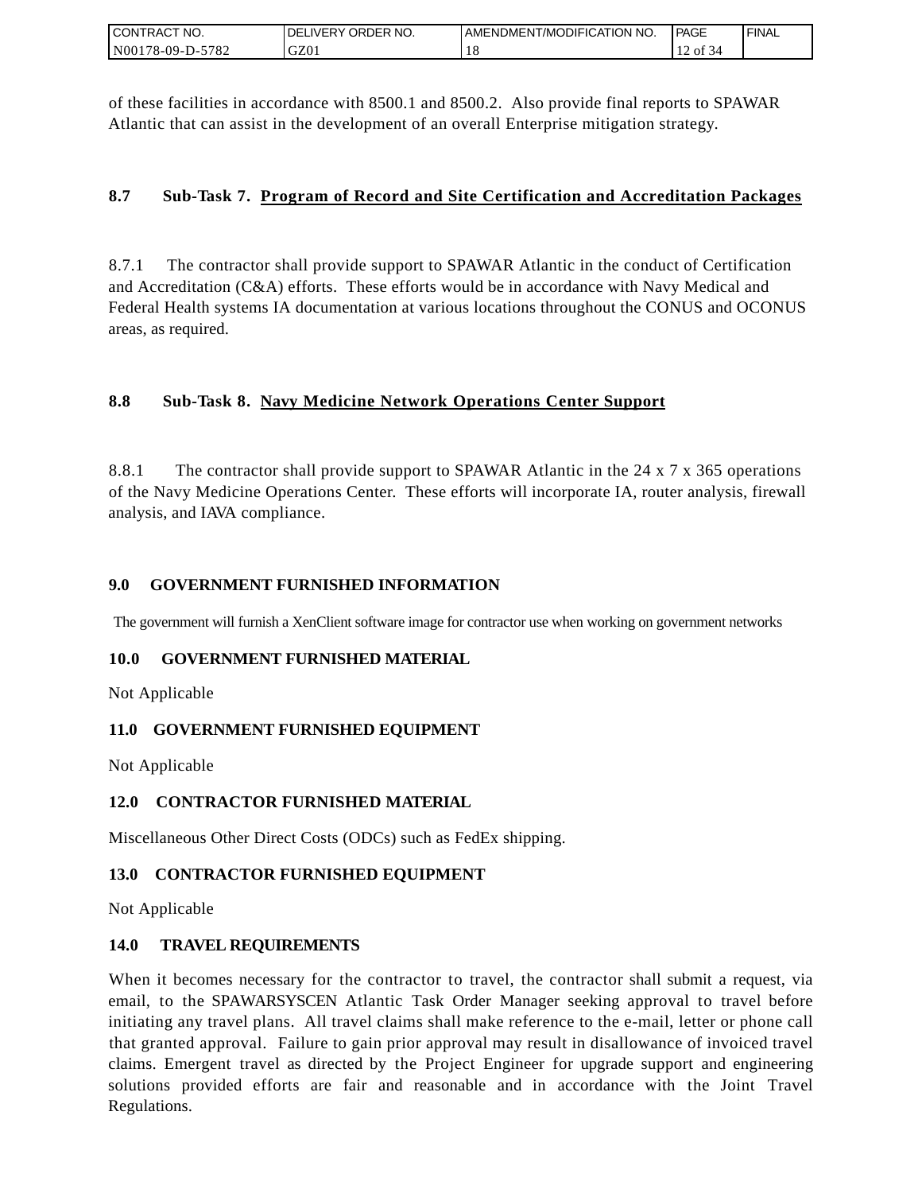of these facilities in accordance with 8500.1 and 8500.2. Also provide final reports to SPAWAR Atlantic that can assist in the development of an overall Enterprise mitigation strategy.

### 8.7 Sub-Task 7. <u>Program of Record and Site Certification and Accreditation Packages</u>

8.7.1 The contractor shall provide support to SPAWAR Atlantic in the conduct of Certification and Accreditation (C&A) efforts. These efforts would be in accordance with Navy Medical and Federal Health systems IA documentation at various locations throughout the CONUS and OCONUS areas, as required.

### 8.8 Sub-Task 8. <u>Navy Medicine Network Operations Center Support</u>

8.8.1 The contractor shall provide support to SPAWAR Atlantic in the 24 x 7 x 365 operations of the Navy Medicine Operations Center. These efforts will incorporate IA, router analysis, firewall analysis, and IAVA compliance.

## 9.0 GOVERNMENT FURNISHED INFORMATION

The government will furnish a XenClient software image for contractor use when working on government networks

## 10.0 GOVERNMENT FURNISHED MATERIAL

Not Applicable

## 11.0 GOVERNMENT FURNISHED EQUIPMENT

Not Applicable

## 12.0 CONTRACTOR FURNISHED MATERIAL

Miscellaneous Other Direct Costs (ODCs) such as FedEx shipping.

## 13.0 CONTRACTOR FURNISHED EQUIPMENT

Not Applicable

## 14.0 TRAVEL REQUIREMENTS

When it becomes necessary for the contractor to travel, the contractor shall submit a request, via email, to the SPAWARSYSCEN Atlantic Task Order Manager seeking approval to travel before initiating any travel plans. All travel claims shall make reference to the e-mail, letter or phone call that granted approval. Failure to gain prior approval may result in disallowance of invoiced travel claims. Emergent travel as directed by the Project Engineer for upgrade support and engineering solutions provided efforts are fair and reasonable and in accordance with the Joint Travel Regulations.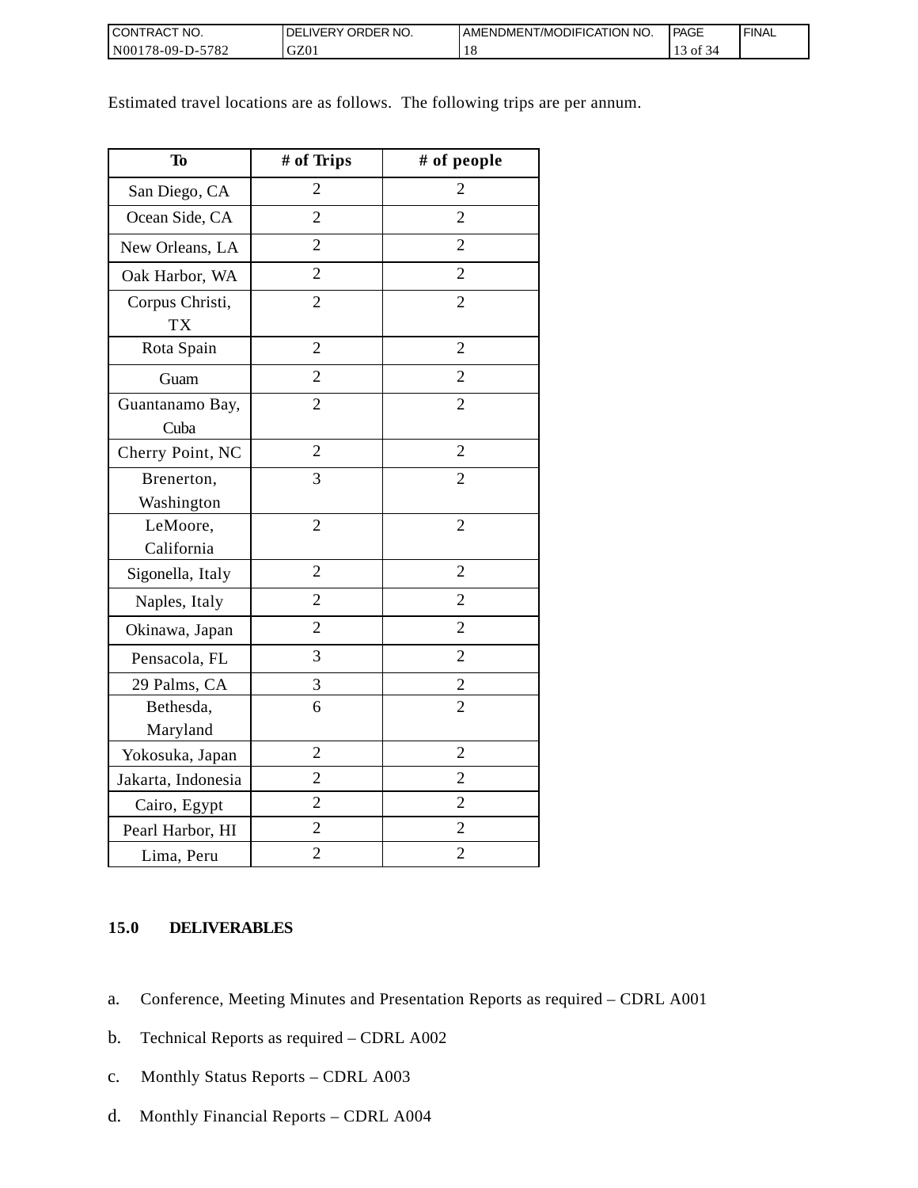Estimated travel locations are as follows. The following trips are per annum.

| To | # of Trips | # of people |
|---|---|---|
| San Diego, CA | 2 | 2 |
| Ocean Side, CA | 2 | 2 |
| New Orleans, LA | 2 | 2 |
| Oak Harbor, WA | 2 | 2 |
| Corpus Christi, TX | 2 | 2 |
| Rota Spain | 2 | 2 |
| Guam | 2 | 2 |
| Guantanamo Bay, Cuba | 2 | 2 |
| Cherry Point, NC | 2 | 2 |
| Brenerton, Washington | 3 | 2 |
| LeMoore, California | 2 | 2 |
| Sigonella, Italy | 2 | 2 |
| Naples, Italy | 2 | 2 |
| Okinawa, Japan | 2 | 2 |
| Pensacola, FL | 3 | 2 |
| 29 Palms, CA | 3 | 2 |
| Bethesda, Maryland | 6 | 2 |
| Yokosuka, Japan | 2 | 2 |
| Jakarta, Indonesia | 2 | 2 |
| Cairo, Egypt | 2 | 2 |
| Pearl Harbor, HI | 2 | 2 |
| Lima, Peru | 2 | 2 |

## 15.0 DELIVERABLES

a. Conference, Meeting Minutes and Presentation Reports as required – CDRL A001

b. Technical Reports as required – CDRL A002

c. Monthly Status Reports – CDRL A003

d. Monthly Financial Reports – CDRL A004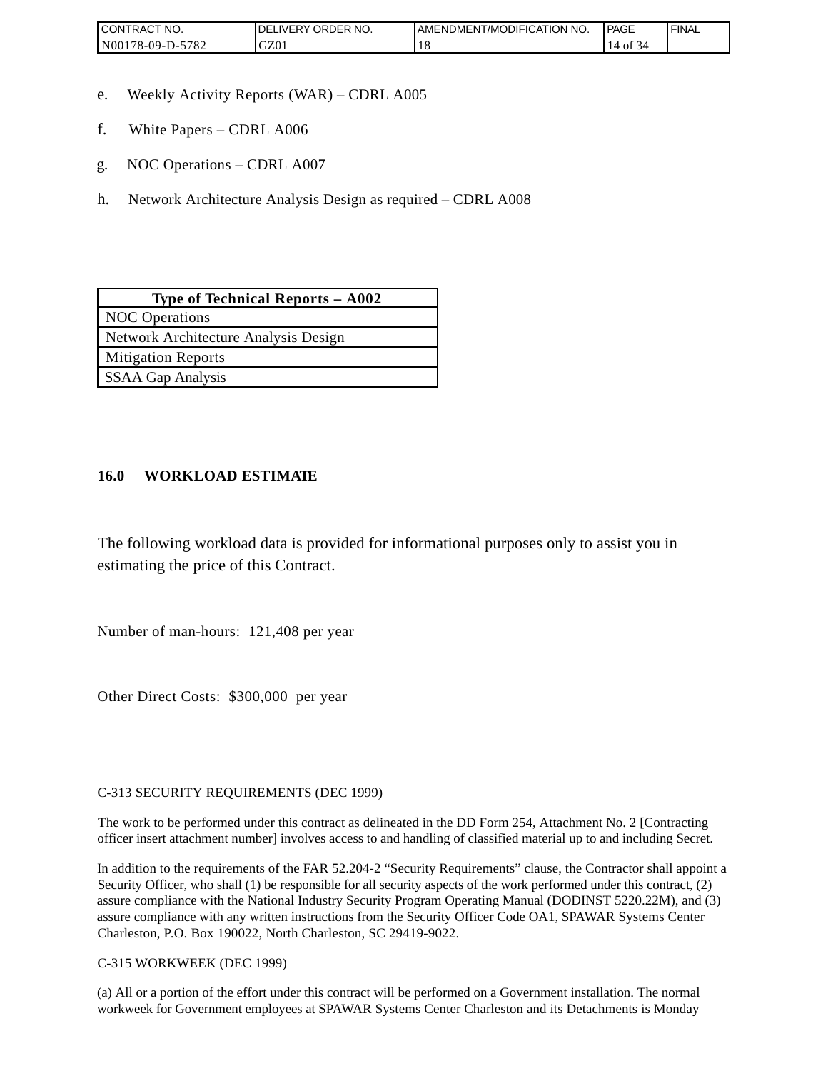e. Weekly Activity Reports (WAR) – CDRL A005

f. White Papers – CDRL A006

g. NOC Operations – CDRL A007

h. Network Architecture Analysis Design as required – CDRL A008

| **Type of Technical Reports – A002** |
|---|
| NOC Operations |
| Network Architecture Analysis Design |
| Mitigation Reports |
| SSAA Gap Analysis |

**16.0 WORKLOAD ESTIMATE**

The following workload data is provided for informational purposes only to assist you in estimating the price of this Contract.

Number of man-hours: 121,408 per year

Other Direct Costs: $300,000 per year

C-313 SECURITY REQUIREMENTS (DEC 1999)

The work to be performed under this contract as delineated in the DD Form 254, Attachment No. 2 [Contracting officer insert attachment number] involves access to and handling of classified material up to and including Secret.

In addition to the requirements of the FAR 52.204-2 "Security Requirements" clause, the Contractor shall appoint a Security Officer, who shall (1) be responsible for all security aspects of the work performed under this contract, (2) assure compliance with the National Industry Security Program Operating Manual (DODINST 5220.22M), and (3) assure compliance with any written instructions from the Security Officer Code OA1, SPAWAR Systems Center Charleston, P.O. Box 190022, North Charleston, SC 29419-9022.

C-315 WORKWEEK (DEC 1999)

(a) All or a portion of the effort under this contract will be performed on a Government installation. The normal workweek for Government employees at SPAWAR Systems Center Charleston and its Detachments is Monday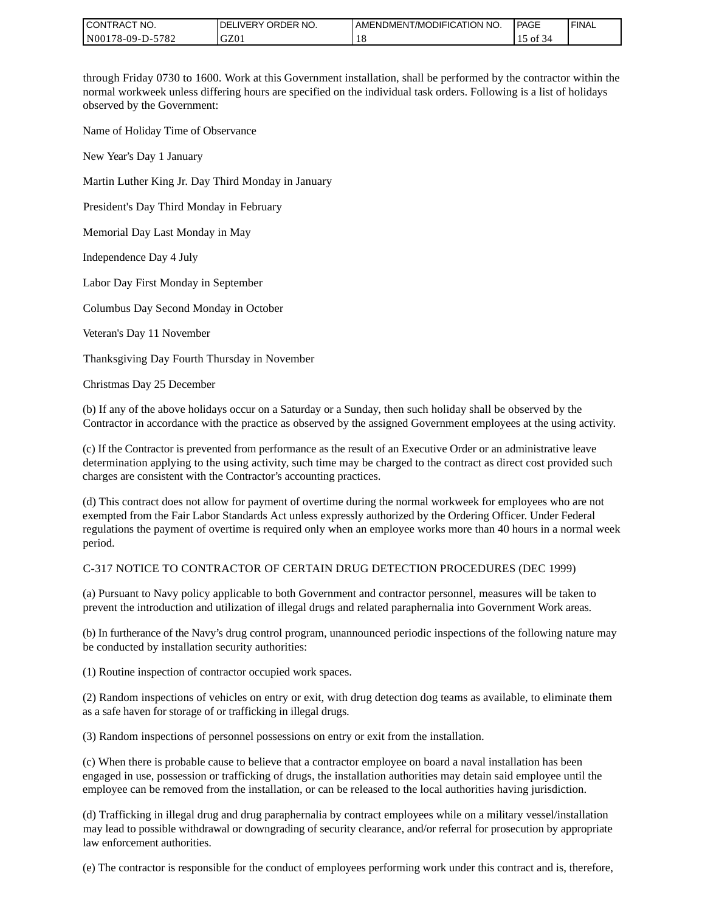through Friday 0730 to 1600. Work at this Government installation, shall be performed by the contractor within the normal workweek unless differing hours are specified on the individual task orders. Following is a list of holidays observed by the Government:

Name of Holiday Time of Observance

New Year's Day 1 January

Martin Luther King Jr. Day Third Monday in January

President's Day Third Monday in February

Memorial Day Last Monday in May

Independence Day 4 July

Labor Day First Monday in September

Columbus Day Second Monday in October

Veteran's Day 11 November

Thanksgiving Day Fourth Thursday in November

Christmas Day 25 December

(b) If any of the above holidays occur on a Saturday or a Sunday, then such holiday shall be observed by the Contractor in accordance with the practice as observed by the assigned Government employees at the using activity.

(c) If the Contractor is prevented from performance as the result of an Executive Order or an administrative leave determination applying to the using activity, such time may be charged to the contract as direct cost provided such charges are consistent with the Contractor's accounting practices.

(d) This contract does not allow for payment of overtime during the normal workweek for employees who are not exempted from the Fair Labor Standards Act unless expressly authorized by the Ordering Officer. Under Federal regulations the payment of overtime is required only when an employee works more than 40 hours in a normal week period.

C-317 NOTICE TO CONTRACTOR OF CERTAIN DRUG DETECTION PROCEDURES (DEC 1999)

(a) Pursuant to Navy policy applicable to both Government and contractor personnel, measures will be taken to prevent the introduction and utilization of illegal drugs and related paraphernalia into Government Work areas.

(b) In furtherance of the Navy's drug control program, unannounced periodic inspections of the following nature may be conducted by installation security authorities:

(1) Routine inspection of contractor occupied work spaces.

(2) Random inspections of vehicles on entry or exit, with drug detection dog teams as available, to eliminate them as a safe haven for storage of or trafficking in illegal drugs.

(3) Random inspections of personnel possessions on entry or exit from the installation.

(c) When there is probable cause to believe that a contractor employee on board a naval installation has been engaged in use, possession or trafficking of drugs, the installation authorities may detain said employee until the employee can be removed from the installation, or can be released to the local authorities having jurisdiction.

(d) Trafficking in illegal drug and drug paraphernalia by contract employees while on a military vessel/installation may lead to possible withdrawal or downgrading of security clearance, and/or referral for prosecution by appropriate law enforcement authorities.

(e) The contractor is responsible for the conduct of employees performing work under this contract and is, therefore,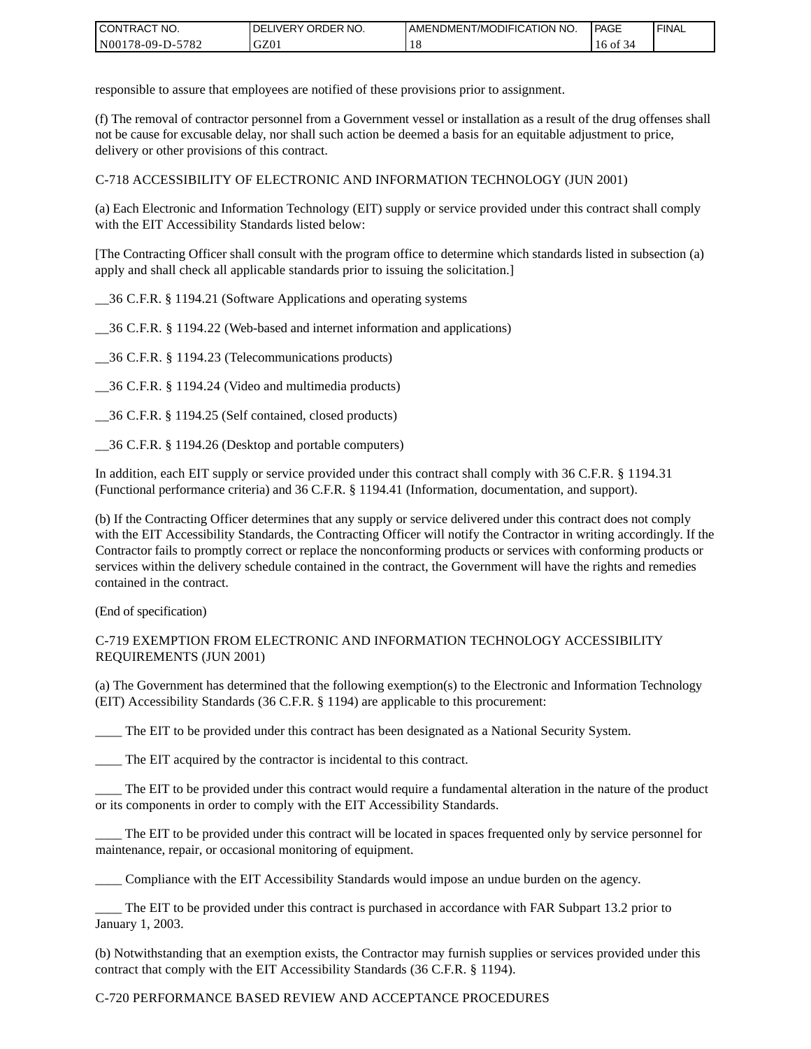responsible to assure that employees are notified of these provisions prior to assignment.

(f) The removal of contractor personnel from a Government vessel or installation as a result of the drug offenses shall not be cause for excusable delay, nor shall such action be deemed a basis for an equitable adjustment to price, delivery or other provisions of this contract.

C-718 ACCESSIBILITY OF ELECTRONIC AND INFORMATION TECHNOLOGY (JUN 2001)

(a) Each Electronic and Information Technology (EIT) supply or service provided under this contract shall comply with the EIT Accessibility Standards listed below:

[The Contracting Officer shall consult with the program office to determine which standards listed in subsection (a) apply and shall check all applicable standards prior to issuing the solicitation.]

__36 C.F.R. § 1194.21 (Software Applications and operating systems

__36 C.F.R. § 1194.22 (Web-based and internet information and applications)

__36 C.F.R. § 1194.23 (Telecommunications products)

__36 C.F.R. § 1194.24 (Video and multimedia products)

__36 C.F.R. § 1194.25 (Self contained, closed products)

__36 C.F.R. § 1194.26 (Desktop and portable computers)

In addition, each EIT supply or service provided under this contract shall comply with 36 C.F.R. § 1194.31 (Functional performance criteria) and 36 C.F.R. § 1194.41 (Information, documentation, and support).

(b) If the Contracting Officer determines that any supply or service delivered under this contract does not comply with the EIT Accessibility Standards, the Contracting Officer will notify the Contractor in writing accordingly. If the Contractor fails to promptly correct or replace the nonconforming products or services with conforming products or services within the delivery schedule contained in the contract, the Government will have the rights and remedies contained in the contract.

(End of specification)

C-719 EXEMPTION FROM ELECTRONIC AND INFORMATION TECHNOLOGY ACCESSIBILITY REQUIREMENTS (JUN 2001)

(a) The Government has determined that the following exemption(s) to the Electronic and Information Technology (EIT) Accessibility Standards (36 C.F.R. § 1194) are applicable to this procurement:

____ The EIT to be provided under this contract has been designated as a National Security System.

____ The EIT acquired by the contractor is incidental to this contract.

____ The EIT to be provided under this contract would require a fundamental alteration in the nature of the product or its components in order to comply with the EIT Accessibility Standards.

____ The EIT to be provided under this contract will be located in spaces frequented only by service personnel for maintenance, repair, or occasional monitoring of equipment.

____ Compliance with the EIT Accessibility Standards would impose an undue burden on the agency.

____ The EIT to be provided under this contract is purchased in accordance with FAR Subpart 13.2 prior to January 1, 2003.

(b) Notwithstanding that an exemption exists, the Contractor may furnish supplies or services provided under this contract that comply with the EIT Accessibility Standards (36 C.F.R. § 1194).

C-720 PERFORMANCE BASED REVIEW AND ACCEPTANCE PROCEDURES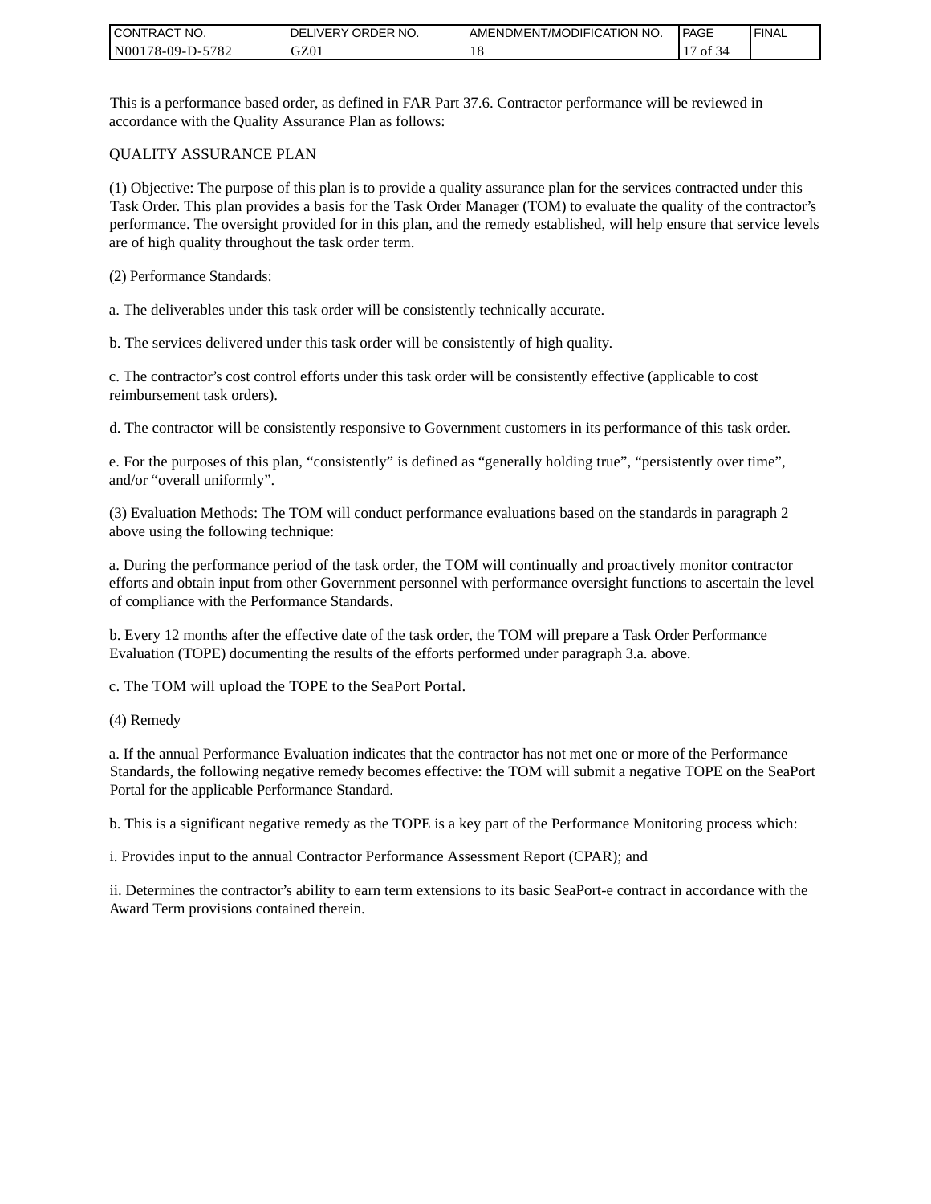This is a performance based order, as defined in FAR Part 37.6. Contractor performance will be reviewed in accordance with the Quality Assurance Plan as follows:

QUALITY ASSURANCE PLAN

(1) Objective: The purpose of this plan is to provide a quality assurance plan for the services contracted under this Task Order. This plan provides a basis for the Task Order Manager (TOM) to evaluate the quality of the contractor's performance. The oversight provided for in this plan, and the remedy established, will help ensure that service levels are of high quality throughout the task order term.

(2) Performance Standards:

a. The deliverables under this task order will be consistently technically accurate.

b. The services delivered under this task order will be consistently of high quality.

c. The contractor's cost control efforts under this task order will be consistently effective (applicable to cost reimbursement task orders).

d. The contractor will be consistently responsive to Government customers in its performance of this task order.

e. For the purposes of this plan, "consistently" is defined as "generally holding true", "persistently over time", and/or "overall uniformly".

(3) Evaluation Methods: The TOM will conduct performance evaluations based on the standards in paragraph 2 above using the following technique:

a. During the performance period of the task order, the TOM will continually and proactively monitor contractor efforts and obtain input from other Government personnel with performance oversight functions to ascertain the level of compliance with the Performance Standards.

b. Every 12 months after the effective date of the task order, the TOM will prepare a Task Order Performance Evaluation (TOPE) documenting the results of the efforts performed under paragraph 3.a. above.

c. The TOM will upload the TOPE to the SeaPort Portal.

(4) Remedy

a. If the annual Performance Evaluation indicates that the contractor has not met one or more of the Performance Standards, the following negative remedy becomes effective: the TOM will submit a negative TOPE on the SeaPort Portal for the applicable Performance Standard.

b. This is a significant negative remedy as the TOPE is a key part of the Performance Monitoring process which:

i. Provides input to the annual Contractor Performance Assessment Report (CPAR); and

ii. Determines the contractor's ability to earn term extensions to its basic SeaPort-e contract in accordance with the Award Term provisions contained therein.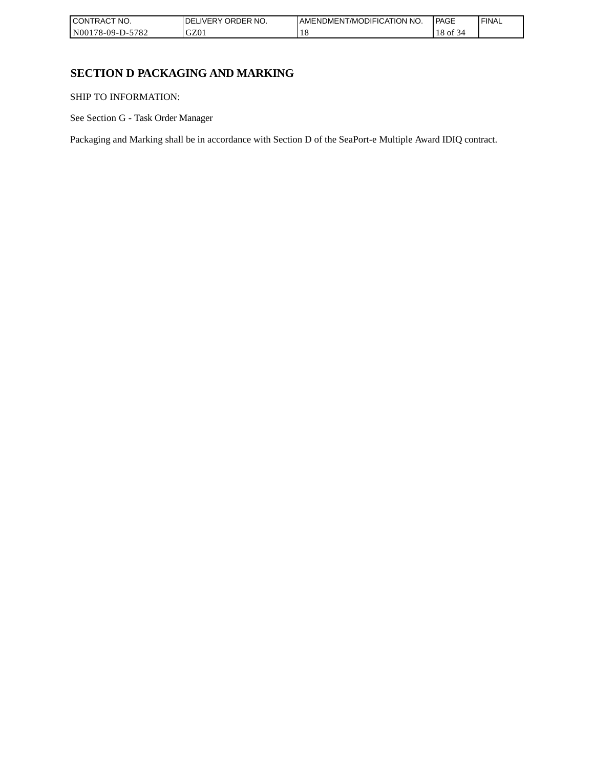# SECTION D PACKAGING AND MARKING

SHIP TO INFORMATION:

See Section G - Task Order Manager

Packaging and Marking shall be in accordance with Section D of the SeaPort-e Multiple Award IDIQ contract.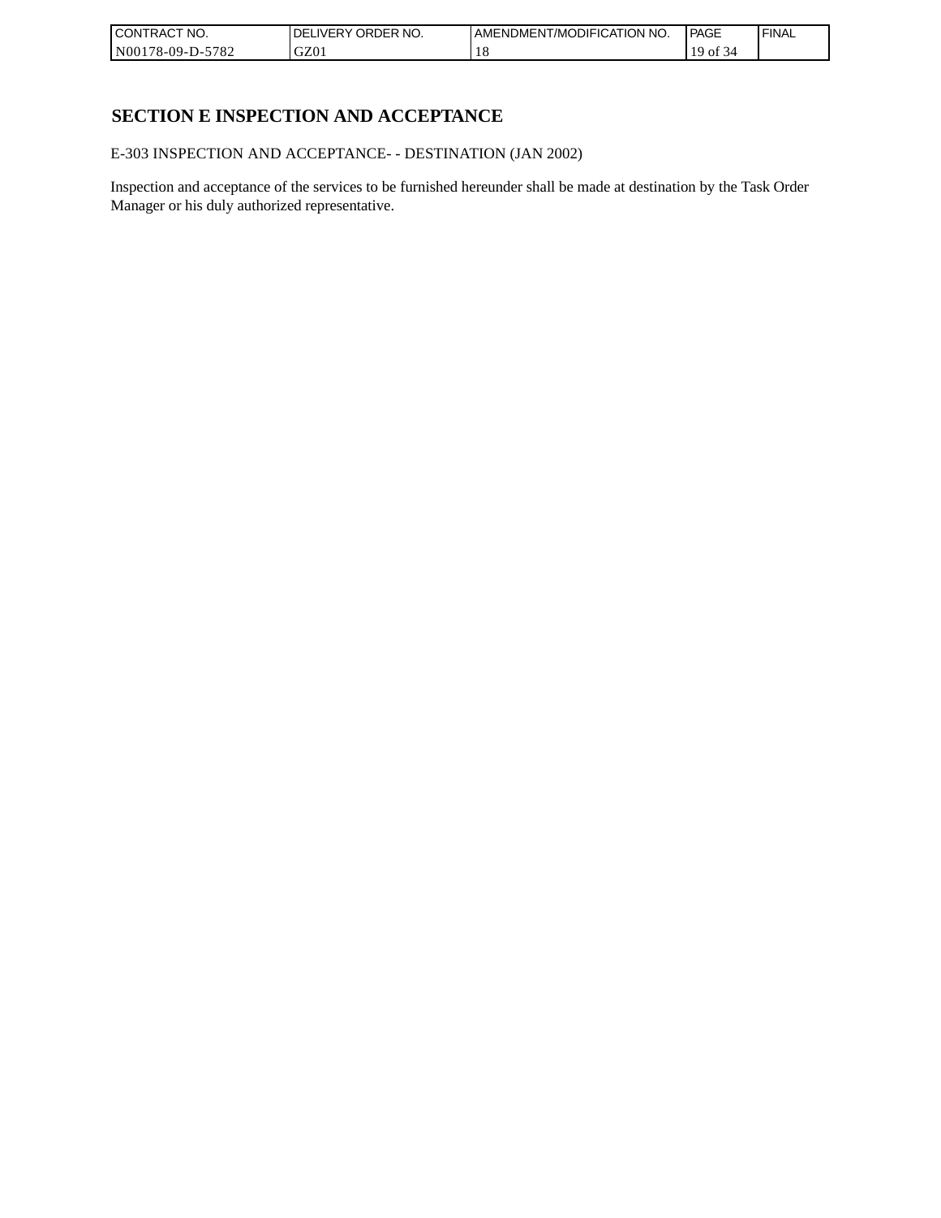# SECTION E INSPECTION AND ACCEPTANCE

E-303 INSPECTION AND ACCEPTANCE- - DESTINATION (JAN 2002)

Inspection and acceptance of the services to be furnished hereunder shall be made at destination by the Task Order Manager or his duly authorized representative.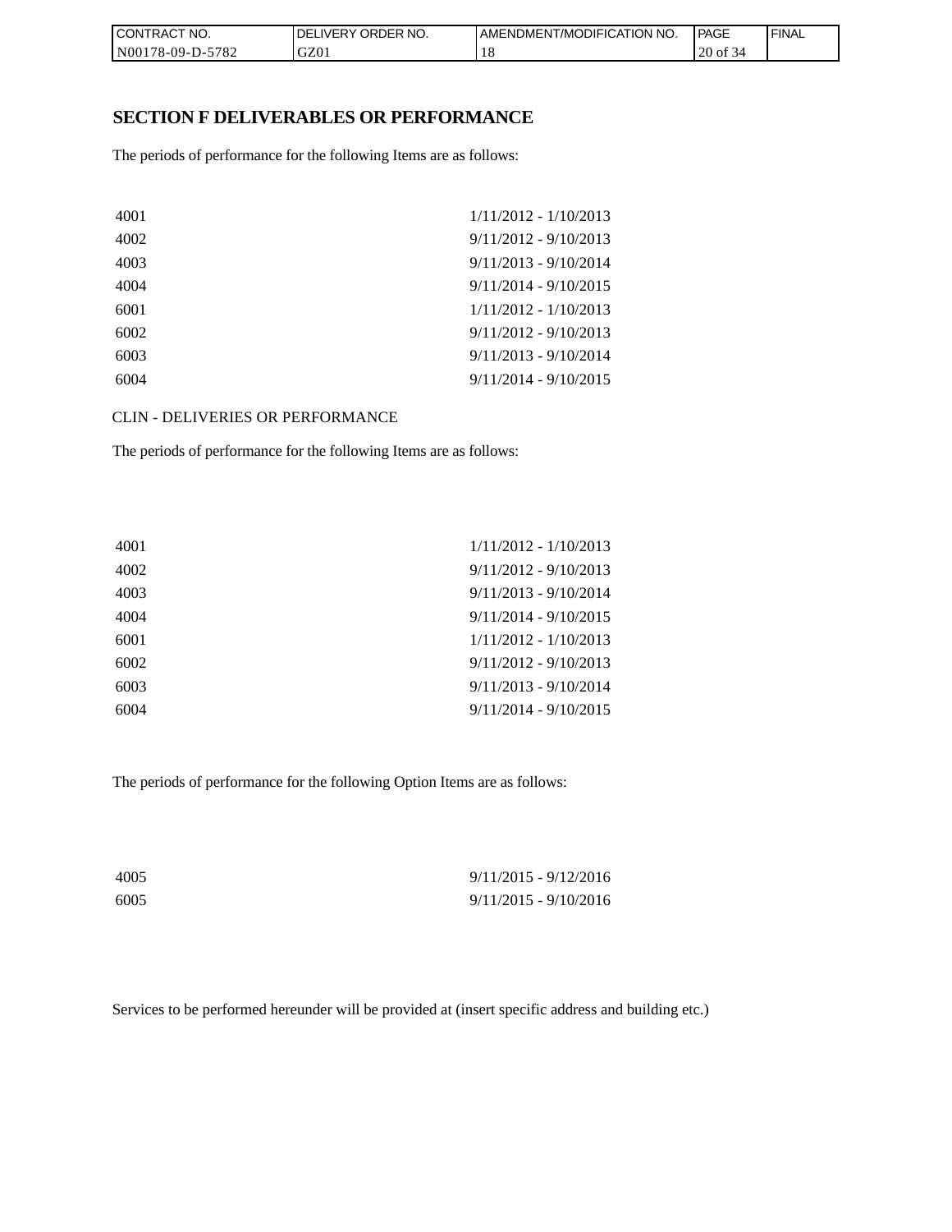## SECTION F DELIVERABLES OR PERFORMANCE

The periods of performance for the following Items are as follows:

| | |
|---|---|
| 4001 | 1/11/2012 - 1/10/2013 |
| 4002 | 9/11/2012 - 9/10/2013 |
| 4003 | 9/11/2013 - 9/10/2014 |
| 4004 | 9/11/2014 - 9/10/2015 |
| 6001 | 1/11/2012 - 1/10/2013 |
| 6002 | 9/11/2012 - 9/10/2013 |
| 6003 | 9/11/2013 - 9/10/2014 |
| 6004 | 9/11/2014 - 9/10/2015 |

CLIN - DELIVERIES OR PERFORMANCE

The periods of performance for the following Items are as follows:

| | |
|---|---|
| 4001 | 1/11/2012 - 1/10/2013 |
| 4002 | 9/11/2012 - 9/10/2013 |
| 4003 | 9/11/2013 - 9/10/2014 |
| 4004 | 9/11/2014 - 9/10/2015 |
| 6001 | 1/11/2012 - 1/10/2013 |
| 6002 | 9/11/2012 - 9/10/2013 |
| 6003 | 9/11/2013 - 9/10/2014 |
| 6004 | 9/11/2014 - 9/10/2015 |

The periods of performance for the following Option Items are as follows:

| | |
|---|---|
| 4005 | 9/11/2015 - 9/12/2016 |
| 6005 | 9/11/2015 - 9/10/2016 |

Services to be performed hereunder will be provided at (insert specific address and building etc.)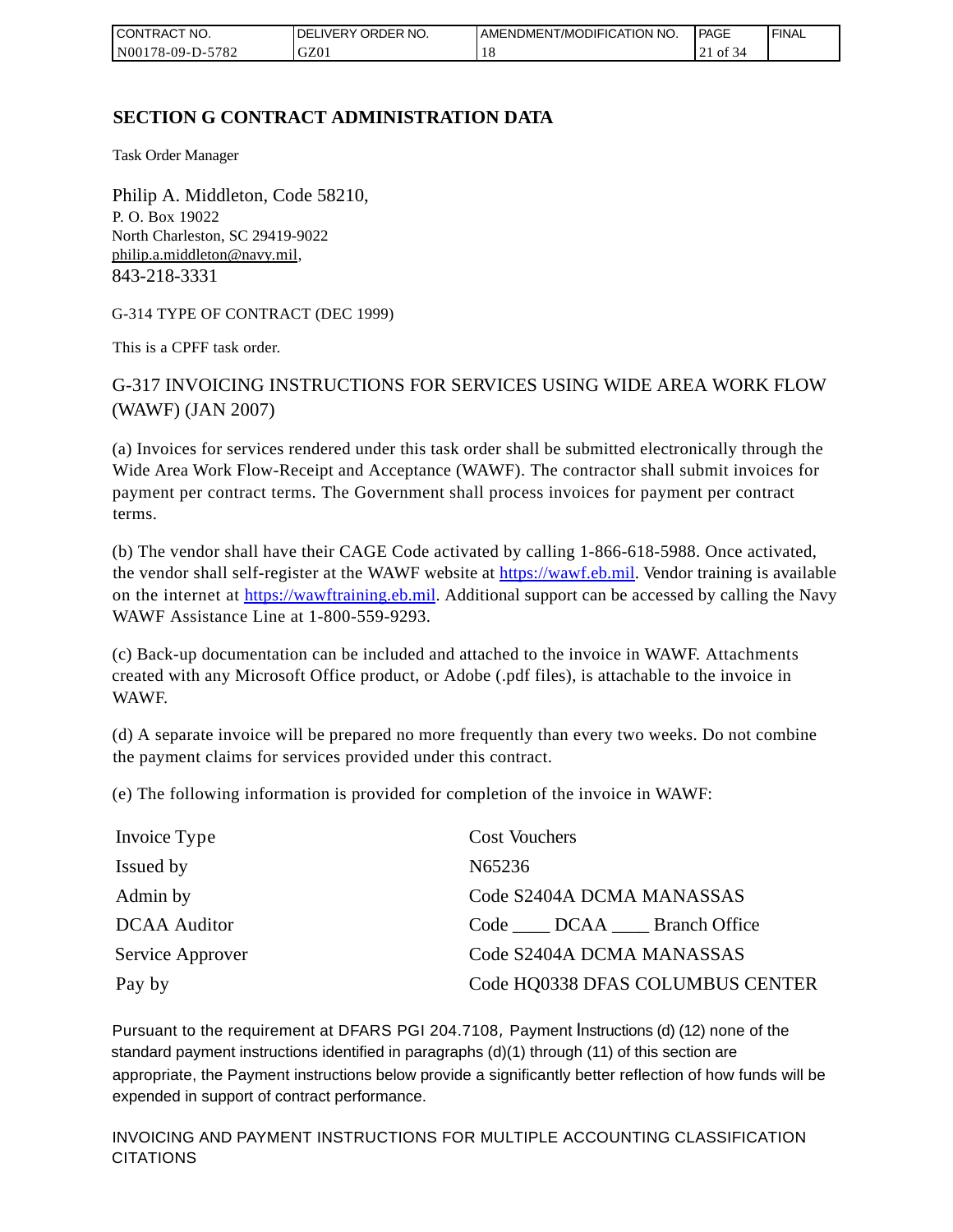# SECTION G CONTRACT ADMINISTRATION DATA

Task Order Manager

Philip A. Middleton, Code 58210,
P. O. Box 19022
North Charleston, SC 29419-9022
philip.a.middleton@navy.mil,
843-218-3331

G-314 TYPE OF CONTRACT (DEC 1999)

This is a CPFF task order.

G-317 INVOICING INSTRUCTIONS FOR SERVICES USING WIDE AREA WORK FLOW (WAWF) (JAN 2007)

(a) Invoices for services rendered under this task order shall be submitted electronically through the Wide Area Work Flow-Receipt and Acceptance (WAWF). The contractor shall submit invoices for payment per contract terms. The Government shall process invoices for payment per contract terms.

(b) The vendor shall have their CAGE Code activated by calling 1-866-618-5988. Once activated, the vendor shall self-register at the WAWF website at https://wawf.eb.mil. Vendor training is available on the internet at https://wawftraining.eb.mil. Additional support can be accessed by calling the Navy WAWF Assistance Line at 1-800-559-9293.

(c) Back-up documentation can be included and attached to the invoice in WAWF. Attachments created with any Microsoft Office product, or Adobe (.pdf files), is attachable to the invoice in WAWF.

(d) A separate invoice will be prepared no more frequently than every two weeks. Do not combine the payment claims for services provided under this contract.

(e) The following information is provided for completion of the invoice in WAWF:

| | |
|---|---|
| Invoice Type | Cost Vouchers |
| Issued by | N65236 |
| Admin by | Code S2404A DCMA MANASSAS |
| DCAA Auditor | Code ____ DCAA ____ Branch Office |
| Service Approver | Code S2404A DCMA MANASSAS |
| Pay by | Code HQ0338 DFAS COLUMBUS CENTER |

Pursuant to the requirement at DFARS PGI 204.7108, Payment Instructions (d) (12) none of the standard payment instructions identified in paragraphs (d)(1) through (11) of this section are appropriate, the Payment instructions below provide a significantly better reflection of how funds will be expended in support of contract performance.

INVOICING AND PAYMENT INSTRUCTIONS FOR MULTIPLE ACCOUNTING CLASSIFICATION CITATIONS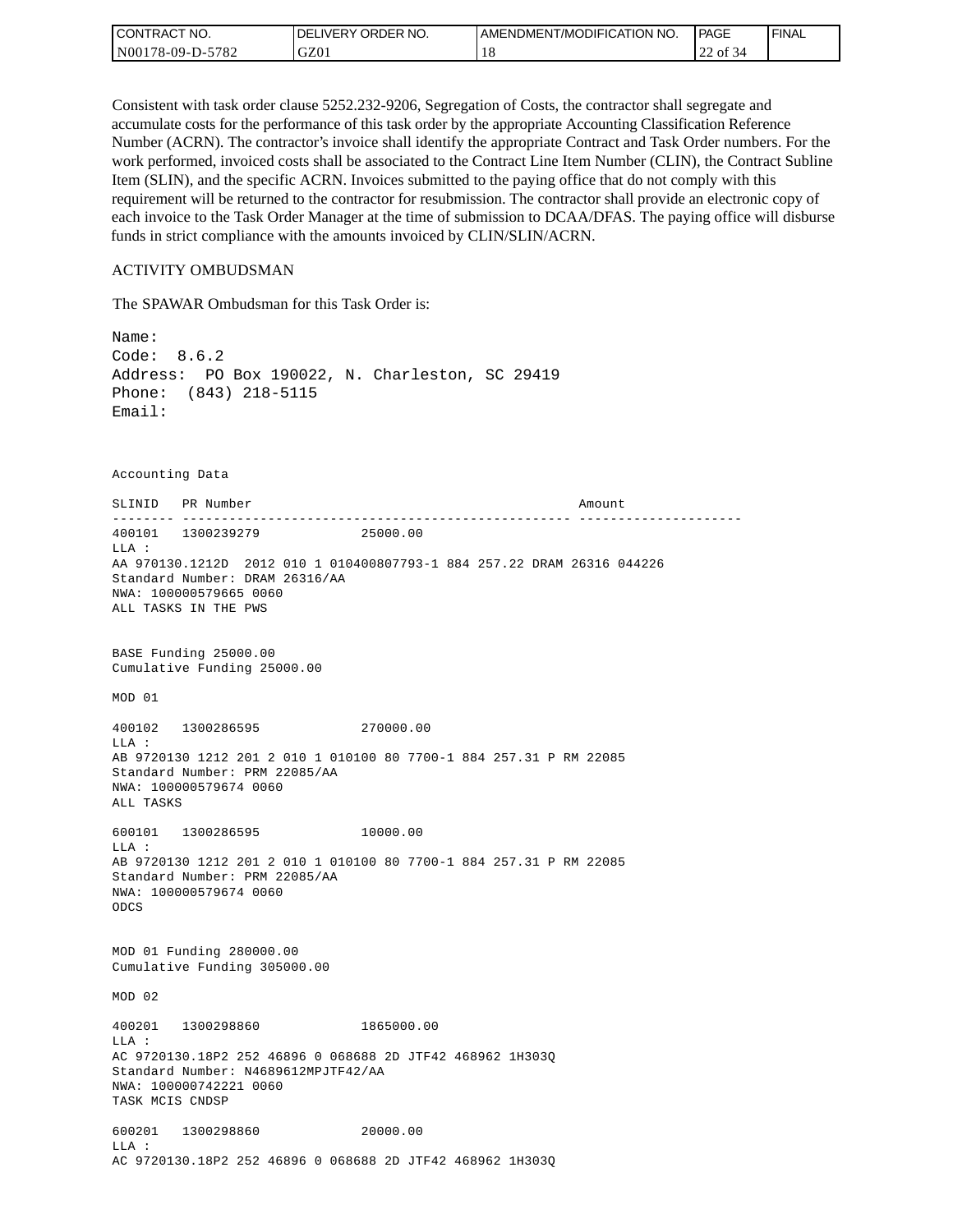Consistent with task order clause 5252.232-9206, Segregation of Costs, the contractor shall segregate and accumulate costs for the performance of this task order by the appropriate Accounting Classification Reference Number (ACRN). The contractor's invoice shall identify the appropriate Contract and Task Order numbers. For the work performed, invoiced costs shall be associated to the Contract Line Item Number (CLIN), the Contract Subline Item (SLIN), and the specific ACRN. Invoices submitted to the paying office that do not comply with this requirement will be returned to the contractor for resubmission. The contractor shall provide an electronic copy of each invoice to the Task Order Manager at the time of submission to DCAA/DFAS. The paying office will disburse funds in strict compliance with the amounts invoiced by CLIN/SLIN/ACRN.

ACTIVITY OMBUDSMAN

The SPAWAR Ombudsman for this Task Order is:

```
Name:
Code:  8.6.2
Address:  PO Box 190022, N. Charleston, SC 29419
Phone:  (843) 218-5115
Email:
```

```
Accounting Data

SLINID   PR Number                                          Amount
-------- -------------------------------------------------- ---------------------
400101   1300239279              25000.00
LLA :
AA 970130.1212D  2012 010 1 010400807793-1 884 257.22 DRAM 26316 044226
Standard Number: DRAM 26316/AA
NWA: 100000579665 0060
ALL TASKS IN THE PWS


BASE Funding 25000.00
Cumulative Funding 25000.00

MOD 01

400102   1300286595              270000.00
LLA :
AB 9720130 1212 201 2 010 1 010100 80 7700-1 884 257.31 P RM 22085
Standard Number: PRM 22085/AA
NWA: 100000579674 0060
ALL TASKS

600101   1300286595              10000.00
LLA :
AB 9720130 1212 201 2 010 1 010100 80 7700-1 884 257.31 P RM 22085
Standard Number: PRM 22085/AA
NWA: 100000579674 0060
ODCS


MOD 01 Funding 280000.00
Cumulative Funding 305000.00

MOD 02

400201   1300298860              1865000.00
LLA :
AC 9720130.18P2 252 46896 0 068688 2D JTF42 468962 1H303Q
Standard Number: N4689612MPJTF42/AA
NWA: 100000742221 0060
TASK MCIS CNDSP

600201   1300298860              20000.00
LLA :
AC 9720130.18P2 252 46896 0 068688 2D JTF42 468962 1H303Q
```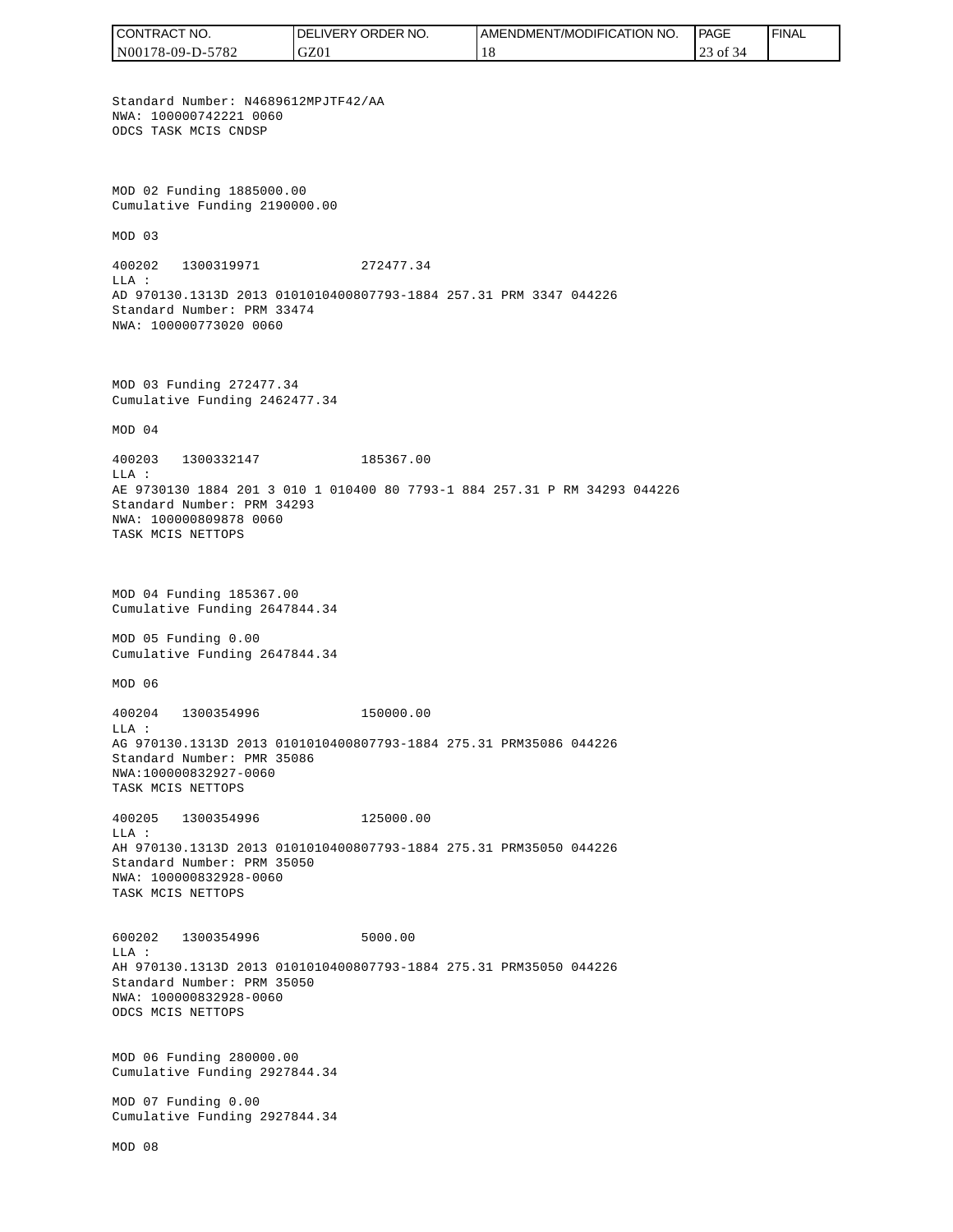Standard Number: N4689612MPJTF42/AA
NWA: 100000742221 0060
ODCS TASK MCIS CNDSP

MOD 02 Funding 1885000.00
Cumulative Funding 2190000.00

MOD 03

400202 1300319971 272477.34
LLA :
AD 970130.1313D 2013 0101010400807793-1884 257.31 PRM 3347 044226
Standard Number: PRM 33474
NWA: 100000773020 0060

MOD 03 Funding 272477.34
Cumulative Funding 2462477.34

MOD 04

400203 1300332147 185367.00
LLA :
AE 9730130 1884 201 3 010 1 010400 80 7793-1 884 257.31 P RM 34293 044226
Standard Number: PRM 34293
NWA: 100000809878 0060
TASK MCIS NETTOPS

MOD 04 Funding 185367.00
Cumulative Funding 2647844.34

MOD 05 Funding 0.00
Cumulative Funding 2647844.34

MOD 06

400204 1300354996 150000.00
LLA :
AG 970130.1313D 2013 0101010400807793-1884 275.31 PRM35086 044226
Standard Number: PMR 35086
NWA:100000832927-0060
TASK MCIS NETTOPS

400205 1300354996 125000.00
LLA :
AH 970130.1313D 2013 0101010400807793-1884 275.31 PRM35050 044226
Standard Number: PRM 35050
NWA: 100000832928-0060
TASK MCIS NETTOPS

600202 1300354996 5000.00
LLA :
AH 970130.1313D 2013 0101010400807793-1884 275.31 PRM35050 044226
Standard Number: PRM 35050
NWA: 100000832928-0060
ODCS MCIS NETTOPS

MOD 06 Funding 280000.00
Cumulative Funding 2927844.34

MOD 07 Funding 0.00
Cumulative Funding 2927844.34

MOD 08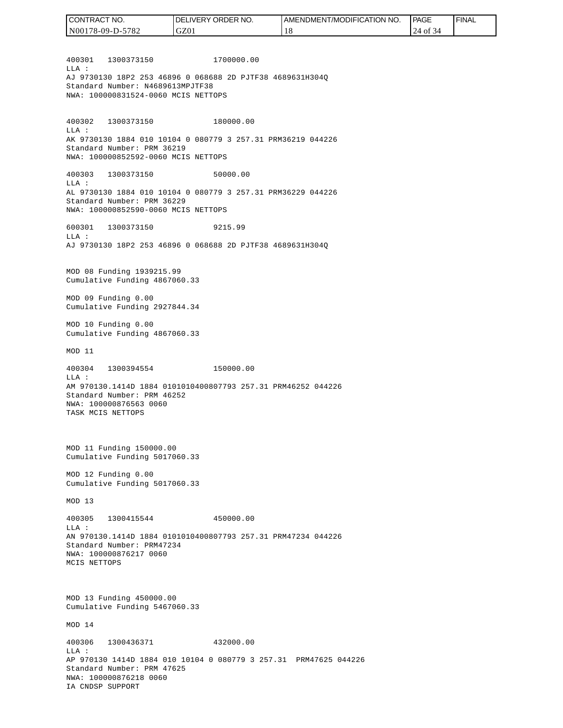| CONTRACT NO. | DELIVERY ORDER NO. | AMENDMENT/MODIFICATION NO. | PAGE | FINAL |
| --- | --- | --- | --- | --- |
| N00178-09-D-5782 | GZ01 | 18 | 24 of 34 | |

```
400301   1300373150             1700000.00
LLA :
AJ 9730130 18P2 253 46896 0 068688 2D PJTF38 4689631H304Q
Standard Number: N4689613MPJTF38
NWA: 100000831524-0060 MCIS NETTOPS


400302   1300373150             180000.00
LLA :
AK 9730130 1884 010 10104 0 080779 3 257.31 PRM36219 044226
Standard Number: PRM 36219
NWA: 100000852592-0060 MCIS NETTOPS

400303   1300373150             50000.00
LLA :
AL 9730130 1884 010 10104 0 080779 3 257.31 PRM36229 044226
Standard Number: PRM 36229
NWA: 100000852590-0060 MCIS NETTOPS

600301   1300373150             9215.99
LLA :
AJ 9730130 18P2 253 46896 0 068688 2D PJTF38 4689631H304Q


MOD 08 Funding 1939215.99
Cumulative Funding 4867060.33

MOD 09 Funding 0.00
Cumulative Funding 2927844.34

MOD 10 Funding 0.00
Cumulative Funding 4867060.33

MOD 11

400304   1300394554             150000.00
LLA :
AM 970130.1414D 1884 0101010400807793 257.31 PRM46252 044226
Standard Number: PRM 46252
NWA: 100000876563 0060
TASK MCIS NETTOPS



MOD 11 Funding 150000.00
Cumulative Funding 5017060.33

MOD 12 Funding 0.00
Cumulative Funding 5017060.33

MOD 13

400305   1300415544             450000.00
LLA :
AN 970130.1414D 1884 0101010400807793 257.31 PRM47234 044226
Standard Number: PRM47234
NWA: 100000876217 0060
MCIS NETTOPS



MOD 13 Funding 450000.00
Cumulative Funding 5467060.33

MOD 14

400306   1300436371             432000.00
LLA :
AP 970130 1414D 1884 010 10104 0 080779 3 257.31  PRM47625 044226
Standard Number: PRM 47625
NWA: 100000876218 0060
IA CNDSP SUPPORT
```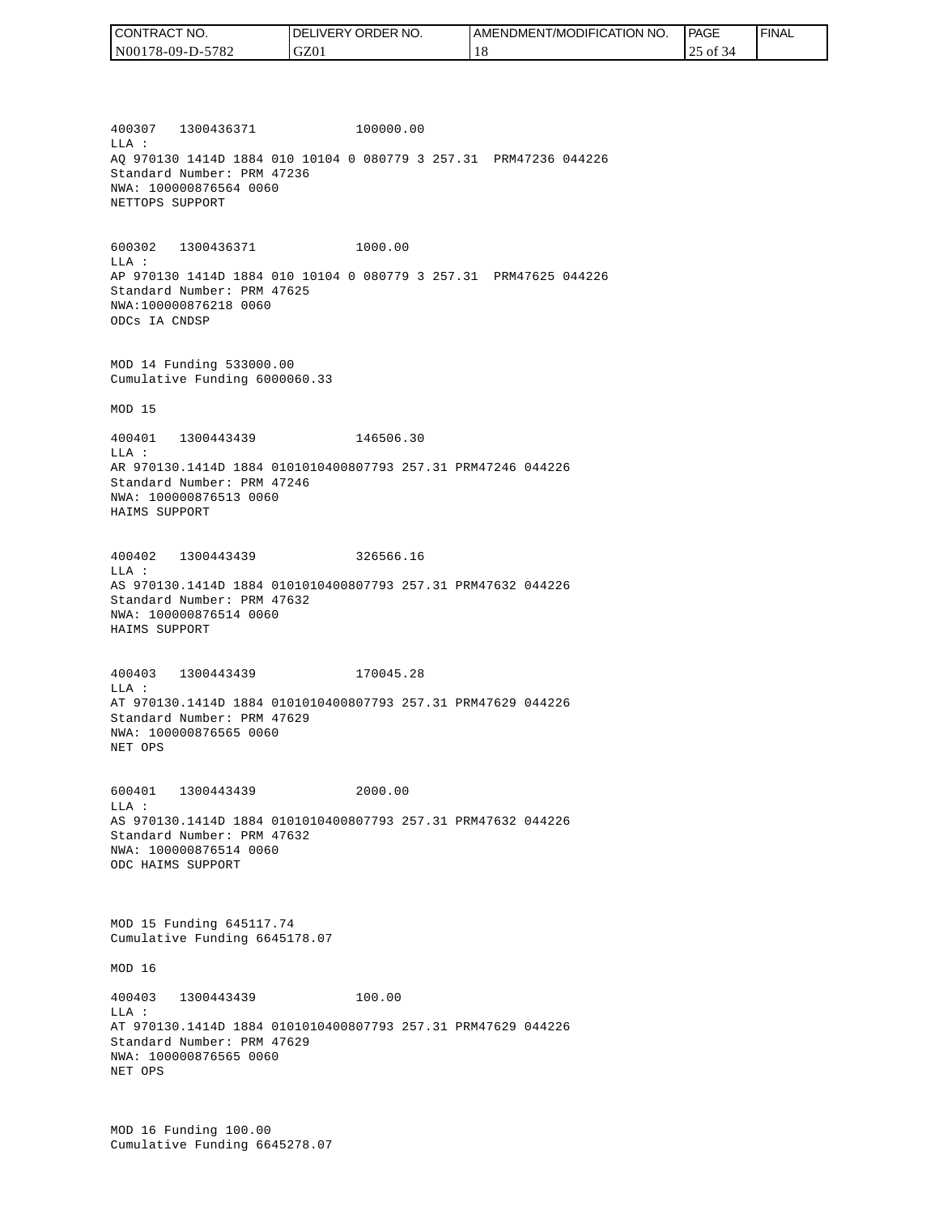```
400307   1300436371             100000.00
LLA :
AQ 970130 1414D 1884 010 10104 0 080779 3 257.31  PRM47236 044226
Standard Number: PRM 47236
NWA: 100000876564 0060
NETTOPS SUPPORT


600302   1300436371             1000.00
LLA :
AP 970130 1414D 1884 010 10104 0 080779 3 257.31  PRM47625 044226
Standard Number: PRM 47625
NWA:100000876218 0060
ODCs IA CNDSP


MOD 14 Funding 533000.00
Cumulative Funding 6000060.33

MOD 15

400401   1300443439             146506.30
LLA :
AR 970130.1414D 1884 0101010400807793 257.31 PRM47246 044226
Standard Number: PRM 47246
NWA: 100000876513 0060
HAIMS SUPPORT


400402   1300443439             326566.16
LLA :
AS 970130.1414D 1884 0101010400807793 257.31 PRM47632 044226
Standard Number: PRM 47632
NWA: 100000876514 0060
HAIMS SUPPORT


400403   1300443439             170045.28
LLA :
AT 970130.1414D 1884 0101010400807793 257.31 PRM47629 044226
Standard Number: PRM 47629
NWA: 100000876565 0060
NET OPS


600401   1300443439             2000.00
LLA :
AS 970130.1414D 1884 0101010400807793 257.31 PRM47632 044226
Standard Number: PRM 47632
NWA: 100000876514 0060
ODC HAIMS SUPPORT



MOD 15 Funding 645117.74
Cumulative Funding 6645178.07

MOD 16

400403   1300443439             100.00
LLA :
AT 970130.1414D 1884 0101010400807793 257.31 PRM47629 044226
Standard Number: PRM 47629
NWA: 100000876565 0060
NET OPS



MOD 16 Funding 100.00
Cumulative Funding 6645278.07
```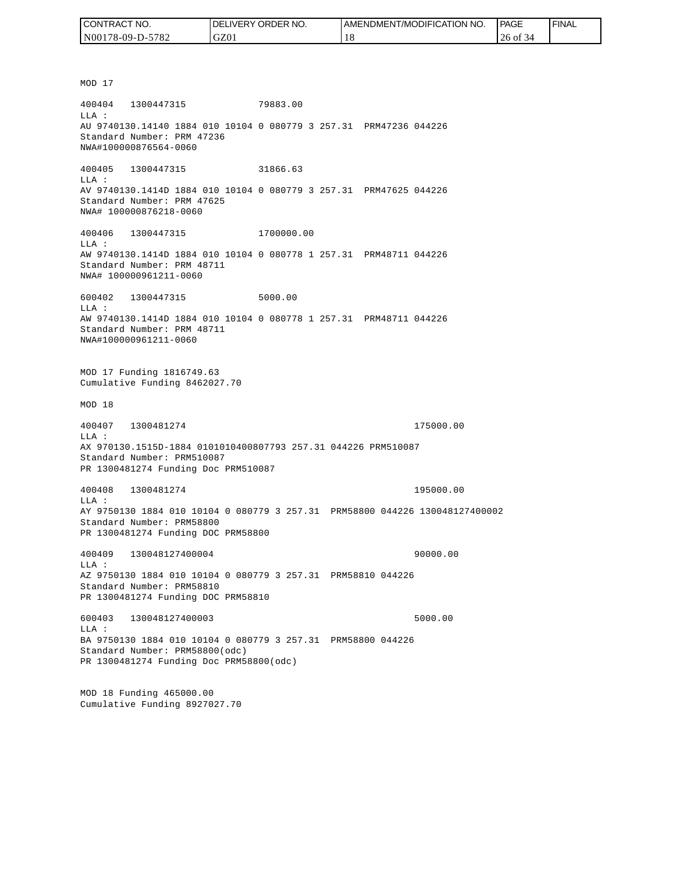MOD 17

400404   1300447315             79883.00
LLA :
AU 9740130.14140 1884 010 10104 0 080779 3 257.31  PRM47236 044226
Standard Number: PRM 47236
NWA#100000876564-0060

400405   1300447315             31866.63
LLA :
AV 9740130.1414D 1884 010 10104 0 080779 3 257.31  PRM47625 044226
Standard Number: PRM 47625
NWA# 100000876218-0060

400406   1300447315             1700000.00
LLA :
AW 9740130.1414D 1884 010 10104 0 080778 1 257.31  PRM48711 044226
Standard Number: PRM 48711
NWA# 100000961211-0060

600402   1300447315             5000.00
LLA :
AW 9740130.1414D 1884 010 10104 0 080778 1 257.31  PRM48711 044226
Standard Number: PRM 48711
NWA#100000961211-0060

MOD 17 Funding 1816749.63
Cumulative Funding 8462027.70

MOD 18

400407   1300481274                                   175000.00
LLA :
AX 970130.1515D-1884 0101010400807793 257.31 044226 PRM510087
Standard Number: PRM510087
PR 1300481274 Funding Doc PRM510087

400408   1300481274                                   195000.00
LLA :
AY 9750130 1884 010 10104 0 080779 3 257.31  PRM58800 044226 130048127400002
Standard Number: PRM58800
PR 1300481274 Funding DOC PRM58800

400409   130048127400004                              90000.00
LLA :
AZ 9750130 1884 010 10104 0 080779 3 257.31  PRM58810 044226
Standard Number: PRM58810
PR 1300481274 Funding DOC PRM58810

600403   130048127400003                              5000.00
LLA :
BA 9750130 1884 010 10104 0 080779 3 257.31  PRM58800 044226
Standard Number: PRM58800(odc)
PR 1300481274 Funding Doc PRM58800(odc)

MOD 18 Funding 465000.00
Cumulative Funding 8927027.70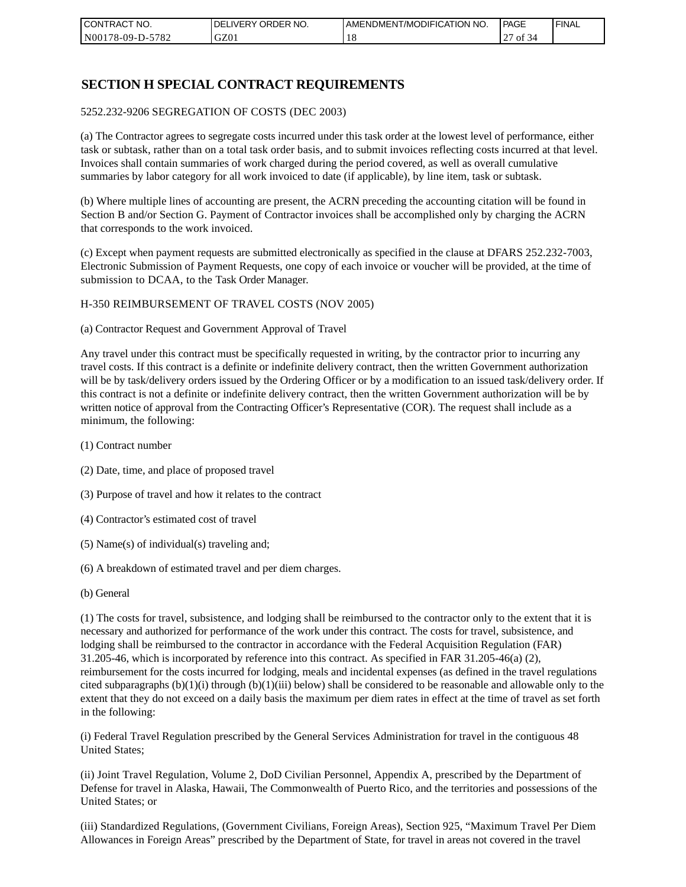## SECTION H SPECIAL CONTRACT REQUIREMENTS

5252.232-9206 SEGREGATION OF COSTS (DEC 2003)

(a) The Contractor agrees to segregate costs incurred under this task order at the lowest level of performance, either task or subtask, rather than on a total task order basis, and to submit invoices reflecting costs incurred at that level. Invoices shall contain summaries of work charged during the period covered, as well as overall cumulative summaries by labor category for all work invoiced to date (if applicable), by line item, task or subtask.

(b) Where multiple lines of accounting are present, the ACRN preceding the accounting citation will be found in Section B and/or Section G. Payment of Contractor invoices shall be accomplished only by charging the ACRN that corresponds to the work invoiced.

(c) Except when payment requests are submitted electronically as specified in the clause at DFARS 252.232-7003, Electronic Submission of Payment Requests, one copy of each invoice or voucher will be provided, at the time of submission to DCAA, to the Task Order Manager.

H-350 REIMBURSEMENT OF TRAVEL COSTS (NOV 2005)

(a) Contractor Request and Government Approval of Travel

Any travel under this contract must be specifically requested in writing, by the contractor prior to incurring any travel costs. If this contract is a definite or indefinite delivery contract, then the written Government authorization will be by task/delivery orders issued by the Ordering Officer or by a modification to an issued task/delivery order. If this contract is not a definite or indefinite delivery contract, then the written Government authorization will be by written notice of approval from the Contracting Officer's Representative (COR). The request shall include as a minimum, the following:

(1) Contract number

(2) Date, time, and place of proposed travel

(3) Purpose of travel and how it relates to the contract

(4) Contractor's estimated cost of travel

(5) Name(s) of individual(s) traveling and;

(6) A breakdown of estimated travel and per diem charges.

(b) General

(1) The costs for travel, subsistence, and lodging shall be reimbursed to the contractor only to the extent that it is necessary and authorized for performance of the work under this contract. The costs for travel, subsistence, and lodging shall be reimbursed to the contractor in accordance with the Federal Acquisition Regulation (FAR) 31.205-46, which is incorporated by reference into this contract. As specified in FAR 31.205-46(a) (2), reimbursement for the costs incurred for lodging, meals and incidental expenses (as defined in the travel regulations cited subparagraphs (b)(1)(i) through (b)(1)(iii) below) shall be considered to be reasonable and allowable only to the extent that they do not exceed on a daily basis the maximum per diem rates in effect at the time of travel as set forth in the following:

(i) Federal Travel Regulation prescribed by the General Services Administration for travel in the contiguous 48 United States;

(ii) Joint Travel Regulation, Volume 2, DoD Civilian Personnel, Appendix A, prescribed by the Department of Defense for travel in Alaska, Hawaii, The Commonwealth of Puerto Rico, and the territories and possessions of the United States; or

(iii) Standardized Regulations, (Government Civilians, Foreign Areas), Section 925, "Maximum Travel Per Diem Allowances in Foreign Areas" prescribed by the Department of State, for travel in areas not covered in the travel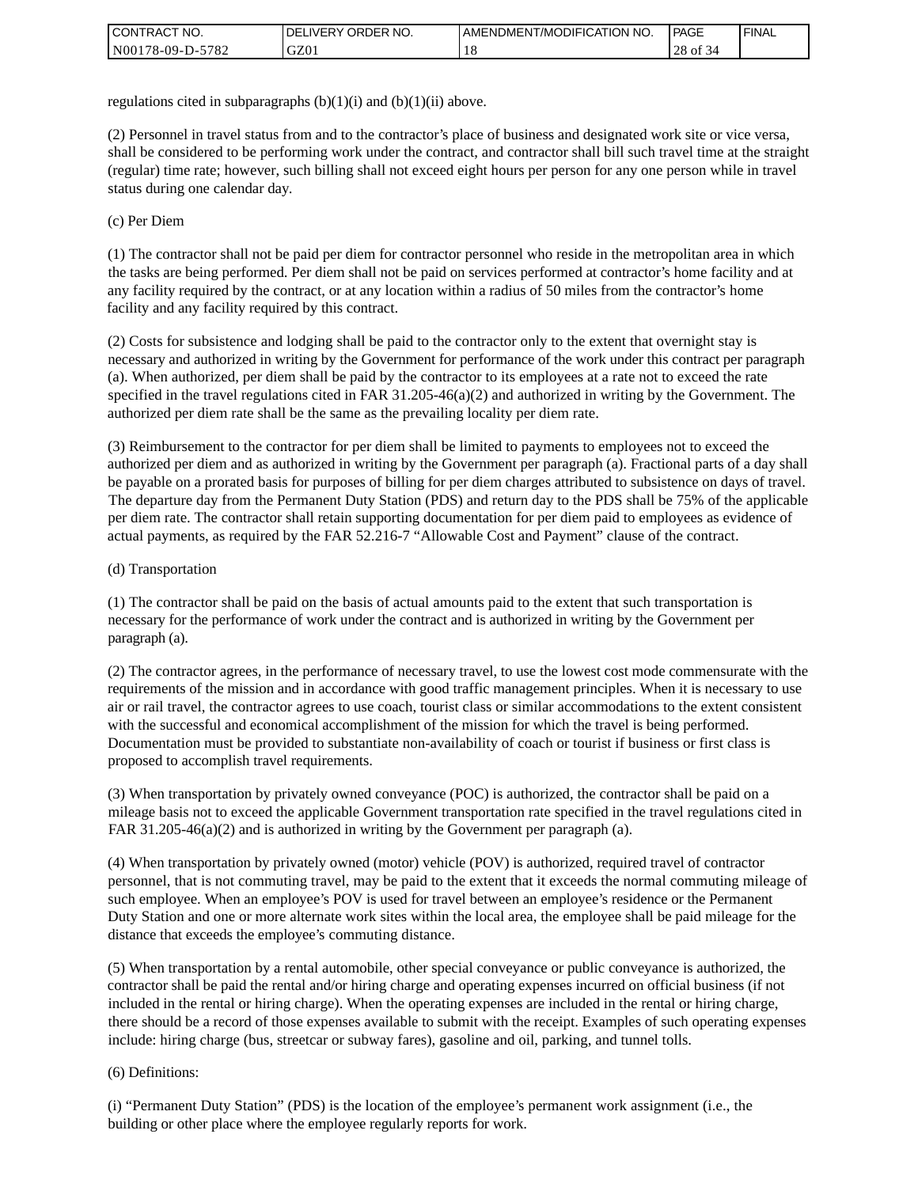regulations cited in subparagraphs (b)(1)(i) and (b)(1)(ii) above.

(2) Personnel in travel status from and to the contractor's place of business and designated work site or vice versa, shall be considered to be performing work under the contract, and contractor shall bill such travel time at the straight (regular) time rate; however, such billing shall not exceed eight hours per person for any one person while in travel status during one calendar day.

(c) Per Diem

(1) The contractor shall not be paid per diem for contractor personnel who reside in the metropolitan area in which the tasks are being performed. Per diem shall not be paid on services performed at contractor's home facility and at any facility required by the contract, or at any location within a radius of 50 miles from the contractor's home facility and any facility required by this contract.

(2) Costs for subsistence and lodging shall be paid to the contractor only to the extent that overnight stay is necessary and authorized in writing by the Government for performance of the work under this contract per paragraph (a). When authorized, per diem shall be paid by the contractor to its employees at a rate not to exceed the rate specified in the travel regulations cited in FAR 31.205-46(a)(2) and authorized in writing by the Government. The authorized per diem rate shall be the same as the prevailing locality per diem rate.

(3) Reimbursement to the contractor for per diem shall be limited to payments to employees not to exceed the authorized per diem and as authorized in writing by the Government per paragraph (a). Fractional parts of a day shall be payable on a prorated basis for purposes of billing for per diem charges attributed to subsistence on days of travel. The departure day from the Permanent Duty Station (PDS) and return day to the PDS shall be 75% of the applicable per diem rate. The contractor shall retain supporting documentation for per diem paid to employees as evidence of actual payments, as required by the FAR 52.216-7 "Allowable Cost and Payment" clause of the contract.

(d) Transportation

(1) The contractor shall be paid on the basis of actual amounts paid to the extent that such transportation is necessary for the performance of work under the contract and is authorized in writing by the Government per paragraph (a).

(2) The contractor agrees, in the performance of necessary travel, to use the lowest cost mode commensurate with the requirements of the mission and in accordance with good traffic management principles. When it is necessary to use air or rail travel, the contractor agrees to use coach, tourist class or similar accommodations to the extent consistent with the successful and economical accomplishment of the mission for which the travel is being performed. Documentation must be provided to substantiate non-availability of coach or tourist if business or first class is proposed to accomplish travel requirements.

(3) When transportation by privately owned conveyance (POC) is authorized, the contractor shall be paid on a mileage basis not to exceed the applicable Government transportation rate specified in the travel regulations cited in FAR 31.205-46(a)(2) and is authorized in writing by the Government per paragraph (a).

(4) When transportation by privately owned (motor) vehicle (POV) is authorized, required travel of contractor personnel, that is not commuting travel, may be paid to the extent that it exceeds the normal commuting mileage of such employee. When an employee's POV is used for travel between an employee's residence or the Permanent Duty Station and one or more alternate work sites within the local area, the employee shall be paid mileage for the distance that exceeds the employee's commuting distance.

(5) When transportation by a rental automobile, other special conveyance or public conveyance is authorized, the contractor shall be paid the rental and/or hiring charge and operating expenses incurred on official business (if not included in the rental or hiring charge). When the operating expenses are included in the rental or hiring charge, there should be a record of those expenses available to submit with the receipt. Examples of such operating expenses include: hiring charge (bus, streetcar or subway fares), gasoline and oil, parking, and tunnel tolls.

(6) Definitions:

(i) "Permanent Duty Station" (PDS) is the location of the employee's permanent work assignment (i.e., the building or other place where the employee regularly reports for work.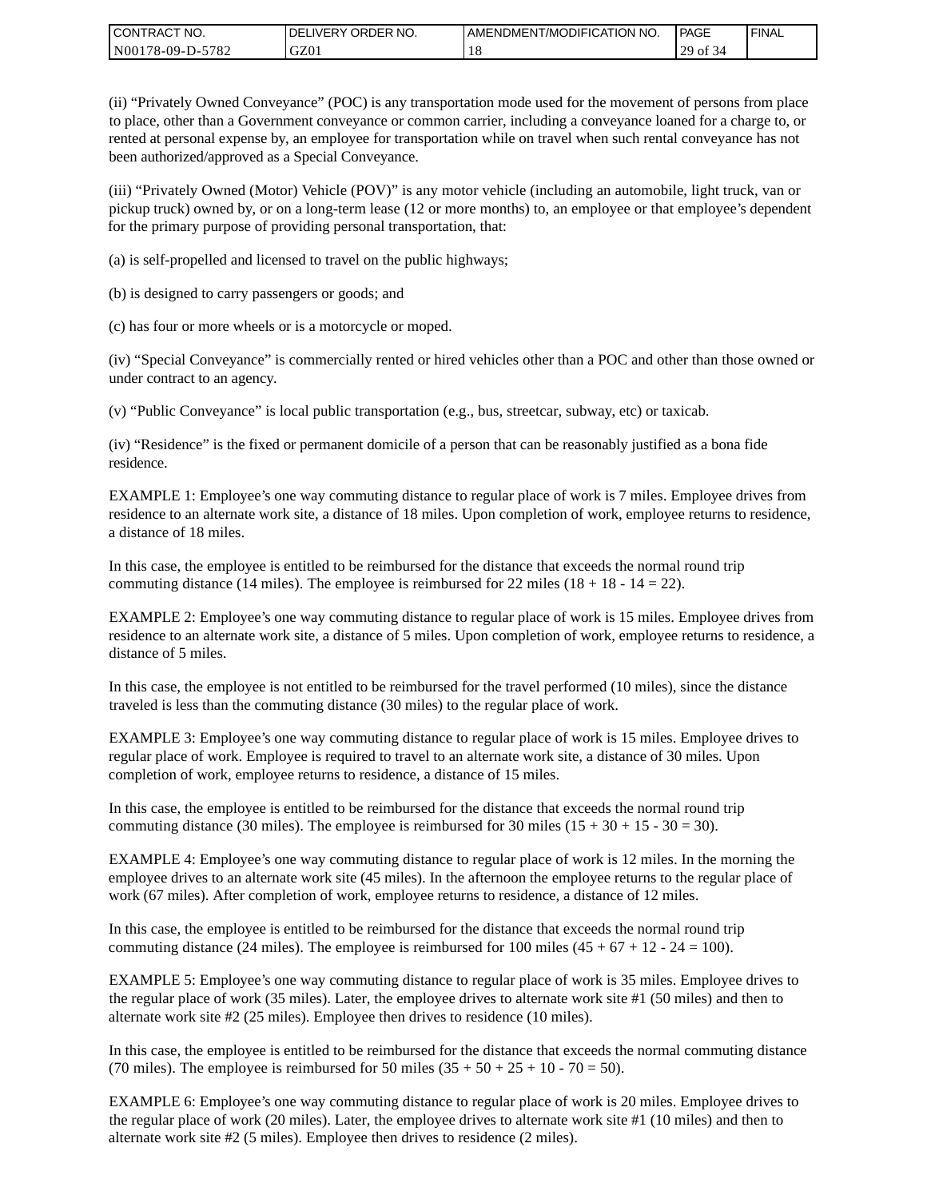(ii) “Privately Owned Conveyance” (POC) is any transportation mode used for the movement of persons from place to place, other than a Government conveyance or common carrier, including a conveyance loaned for a charge to, or rented at personal expense by, an employee for transportation while on travel when such rental conveyance has not been authorized/approved as a Special Conveyance.

(iii) “Privately Owned (Motor) Vehicle (POV)” is any motor vehicle (including an automobile, light truck, van or pickup truck) owned by, or on a long-term lease (12 or more months) to, an employee or that employee’s dependent for the primary purpose of providing personal transportation, that:

(a) is self-propelled and licensed to travel on the public highways;

(b) is designed to carry passengers or goods; and

(c) has four or more wheels or is a motorcycle or moped.

(iv) “Special Conveyance” is commercially rented or hired vehicles other than a POC and other than those owned or under contract to an agency.

(v) “Public Conveyance” is local public transportation (e.g., bus, streetcar, subway, etc) or taxicab.

(iv) “Residence” is the fixed or permanent domicile of a person that can be reasonably justified as a bona fide residence.

EXAMPLE 1: Employee’s one way commuting distance to regular place of work is 7 miles. Employee drives from residence to an alternate work site, a distance of 18 miles. Upon completion of work, employee returns to residence, a distance of 18 miles.

In this case, the employee is entitled to be reimbursed for the distance that exceeds the normal round trip commuting distance (14 miles). The employee is reimbursed for 22 miles (18 + 18 - 14 = 22).

EXAMPLE 2: Employee’s one way commuting distance to regular place of work is 15 miles. Employee drives from residence to an alternate work site, a distance of 5 miles. Upon completion of work, employee returns to residence, a distance of 5 miles.

In this case, the employee is not entitled to be reimbursed for the travel performed (10 miles), since the distance traveled is less than the commuting distance (30 miles) to the regular place of work.

EXAMPLE 3: Employee’s one way commuting distance to regular place of work is 15 miles. Employee drives to regular place of work. Employee is required to travel to an alternate work site, a distance of 30 miles. Upon completion of work, employee returns to residence, a distance of 15 miles.

In this case, the employee is entitled to be reimbursed for the distance that exceeds the normal round trip commuting distance (30 miles). The employee is reimbursed for 30 miles (15 + 30 + 15 - 30 = 30).

EXAMPLE 4: Employee’s one way commuting distance to regular place of work is 12 miles. In the morning the employee drives to an alternate work site (45 miles). In the afternoon the employee returns to the regular place of work (67 miles). After completion of work, employee returns to residence, a distance of 12 miles.

In this case, the employee is entitled to be reimbursed for the distance that exceeds the normal round trip commuting distance (24 miles). The employee is reimbursed for 100 miles (45 + 67 + 12 - 24 = 100).

EXAMPLE 5: Employee’s one way commuting distance to regular place of work is 35 miles. Employee drives to the regular place of work (35 miles). Later, the employee drives to alternate work site #1 (50 miles) and then to alternate work site #2 (25 miles). Employee then drives to residence (10 miles).

In this case, the employee is entitled to be reimbursed for the distance that exceeds the normal commuting distance (70 miles). The employee is reimbursed for 50 miles (35 + 50 + 25 + 10 - 70 = 50).

EXAMPLE 6: Employee’s one way commuting distance to regular place of work is 20 miles. Employee drives to the regular place of work (20 miles). Later, the employee drives to alternate work site #1 (10 miles) and then to alternate work site #2 (5 miles). Employee then drives to residence (2 miles).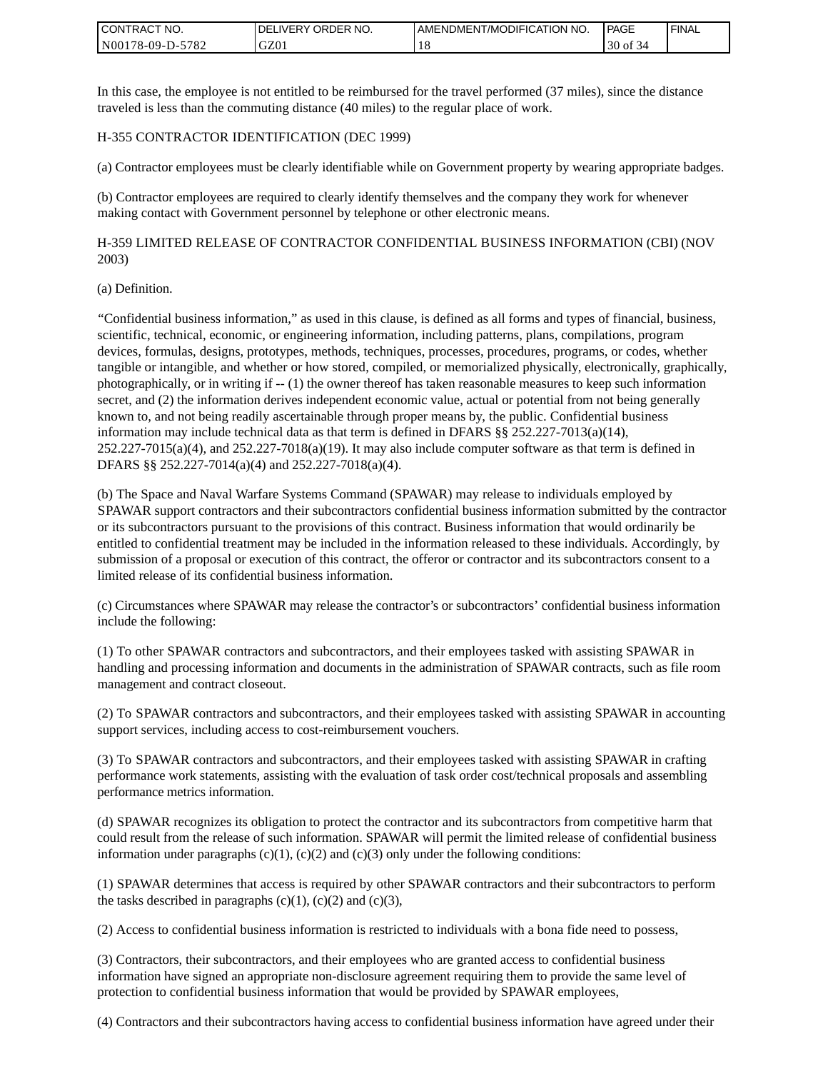In this case, the employee is not entitled to be reimbursed for the travel performed (37 miles), since the distance traveled is less than the commuting distance (40 miles) to the regular place of work.

H-355 CONTRACTOR IDENTIFICATION (DEC 1999)

(a) Contractor employees must be clearly identifiable while on Government property by wearing appropriate badges.

(b) Contractor employees are required to clearly identify themselves and the company they work for whenever making contact with Government personnel by telephone or other electronic means.

H-359 LIMITED RELEASE OF CONTRACTOR CONFIDENTIAL BUSINESS INFORMATION (CBI) (NOV 2003)

(a) Definition.

"Confidential business information," as used in this clause, is defined as all forms and types of financial, business, scientific, technical, economic, or engineering information, including patterns, plans, compilations, program devices, formulas, designs, prototypes, methods, techniques, processes, procedures, programs, or codes, whether tangible or intangible, and whether or how stored, compiled, or memorialized physically, electronically, graphically, photographically, or in writing if -- (1) the owner thereof has taken reasonable measures to keep such information secret, and (2) the information derives independent economic value, actual or potential from not being generally known to, and not being readily ascertainable through proper means by, the public. Confidential business information may include technical data as that term is defined in DFARS §§ 252.227-7013(a)(14), 252.227-7015(a)(4), and 252.227-7018(a)(19). It may also include computer software as that term is defined in DFARS §§ 252.227-7014(a)(4) and 252.227-7018(a)(4).

(b) The Space and Naval Warfare Systems Command (SPAWAR) may release to individuals employed by SPAWAR support contractors and their subcontractors confidential business information submitted by the contractor or its subcontractors pursuant to the provisions of this contract. Business information that would ordinarily be entitled to confidential treatment may be included in the information released to these individuals. Accordingly, by submission of a proposal or execution of this contract, the offeror or contractor and its subcontractors consent to a limited release of its confidential business information.

(c) Circumstances where SPAWAR may release the contractor's or subcontractors' confidential business information include the following:

(1) To other SPAWAR contractors and subcontractors, and their employees tasked with assisting SPAWAR in handling and processing information and documents in the administration of SPAWAR contracts, such as file room management and contract closeout.

(2) To SPAWAR contractors and subcontractors, and their employees tasked with assisting SPAWAR in accounting support services, including access to cost-reimbursement vouchers.

(3) To SPAWAR contractors and subcontractors, and their employees tasked with assisting SPAWAR in crafting performance work statements, assisting with the evaluation of task order cost/technical proposals and assembling performance metrics information.

(d) SPAWAR recognizes its obligation to protect the contractor and its subcontractors from competitive harm that could result from the release of such information. SPAWAR will permit the limited release of confidential business information under paragraphs (c)(1), (c)(2) and (c)(3) only under the following conditions:

(1) SPAWAR determines that access is required by other SPAWAR contractors and their subcontractors to perform the tasks described in paragraphs (c)(1), (c)(2) and (c)(3),

(2) Access to confidential business information is restricted to individuals with a bona fide need to possess,

(3) Contractors, their subcontractors, and their employees who are granted access to confidential business information have signed an appropriate non-disclosure agreement requiring them to provide the same level of protection to confidential business information that would be provided by SPAWAR employees,

(4) Contractors and their subcontractors having access to confidential business information have agreed under their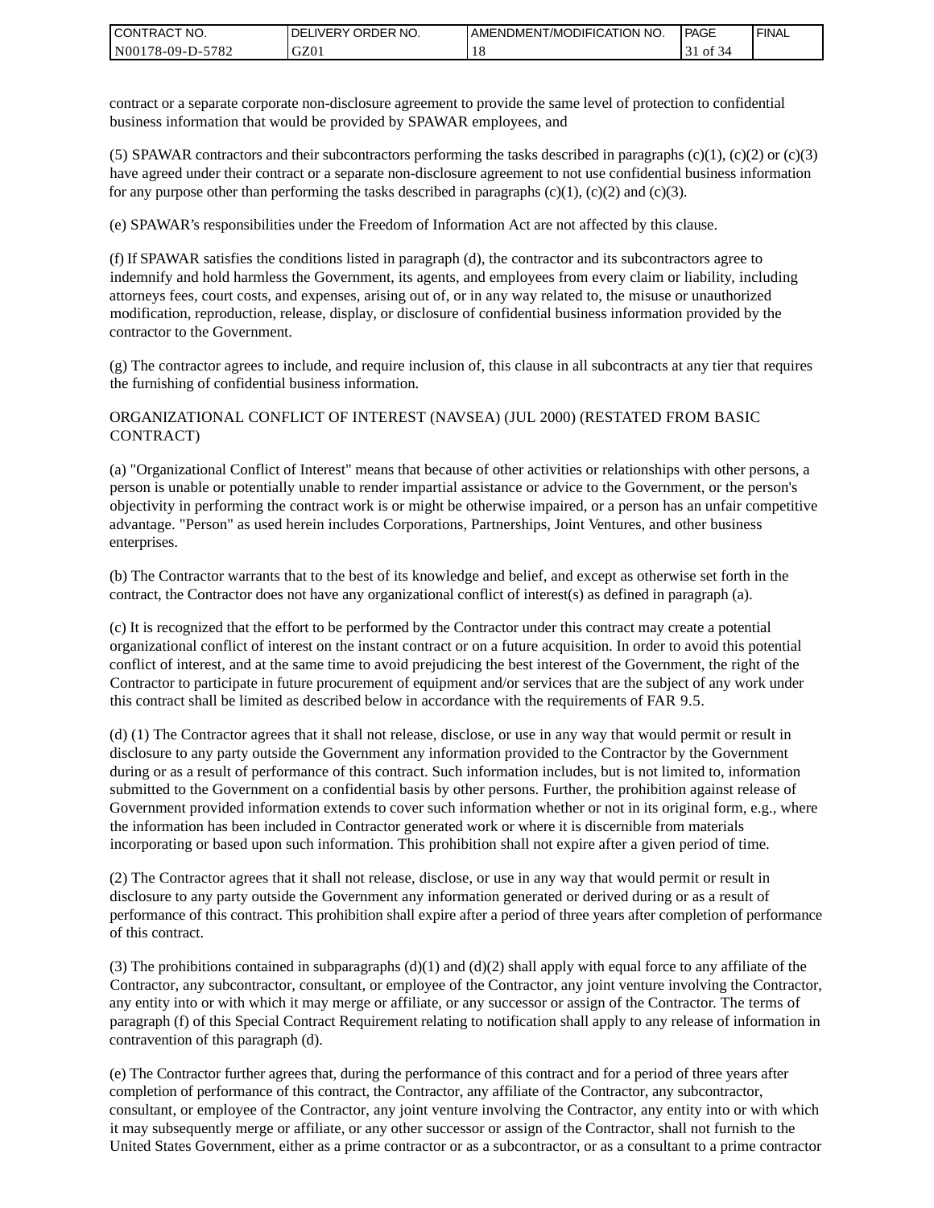contract or a separate corporate non-disclosure agreement to provide the same level of protection to confidential business information that would be provided by SPAWAR employees, and

(5) SPAWAR contractors and their subcontractors performing the tasks described in paragraphs (c)(1), (c)(2) or (c)(3) have agreed under their contract or a separate non-disclosure agreement to not use confidential business information for any purpose other than performing the tasks described in paragraphs (c)(1), (c)(2) and (c)(3).

(e) SPAWAR's responsibilities under the Freedom of Information Act are not affected by this clause.

(f) If SPAWAR satisfies the conditions listed in paragraph (d), the contractor and its subcontractors agree to indemnify and hold harmless the Government, its agents, and employees from every claim or liability, including attorneys fees, court costs, and expenses, arising out of, or in any way related to, the misuse or unauthorized modification, reproduction, release, display, or disclosure of confidential business information provided by the contractor to the Government.

(g) The contractor agrees to include, and require inclusion of, this clause in all subcontracts at any tier that requires the furnishing of confidential business information.

ORGANIZATIONAL CONFLICT OF INTEREST (NAVSEA) (JUL 2000) (RESTATED FROM BASIC CONTRACT)

(a) "Organizational Conflict of Interest" means that because of other activities or relationships with other persons, a person is unable or potentially unable to render impartial assistance or advice to the Government, or the person's objectivity in performing the contract work is or might be otherwise impaired, or a person has an unfair competitive advantage. "Person" as used herein includes Corporations, Partnerships, Joint Ventures, and other business enterprises.

(b) The Contractor warrants that to the best of its knowledge and belief, and except as otherwise set forth in the contract, the Contractor does not have any organizational conflict of interest(s) as defined in paragraph (a).

(c) It is recognized that the effort to be performed by the Contractor under this contract may create a potential organizational conflict of interest on the instant contract or on a future acquisition. In order to avoid this potential conflict of interest, and at the same time to avoid prejudicing the best interest of the Government, the right of the Contractor to participate in future procurement of equipment and/or services that are the subject of any work under this contract shall be limited as described below in accordance with the requirements of FAR 9.5.

(d) (1) The Contractor agrees that it shall not release, disclose, or use in any way that would permit or result in disclosure to any party outside the Government any information provided to the Contractor by the Government during or as a result of performance of this contract. Such information includes, but is not limited to, information submitted to the Government on a confidential basis by other persons. Further, the prohibition against release of Government provided information extends to cover such information whether or not in its original form, e.g., where the information has been included in Contractor generated work or where it is discernible from materials incorporating or based upon such information. This prohibition shall not expire after a given period of time.

(2) The Contractor agrees that it shall not release, disclose, or use in any way that would permit or result in disclosure to any party outside the Government any information generated or derived during or as a result of performance of this contract. This prohibition shall expire after a period of three years after completion of performance of this contract.

(3) The prohibitions contained in subparagraphs (d)(1) and (d)(2) shall apply with equal force to any affiliate of the Contractor, any subcontractor, consultant, or employee of the Contractor, any joint venture involving the Contractor, any entity into or with which it may merge or affiliate, or any successor or assign of the Contractor. The terms of paragraph (f) of this Special Contract Requirement relating to notification shall apply to any release of information in contravention of this paragraph (d).

(e) The Contractor further agrees that, during the performance of this contract and for a period of three years after completion of performance of this contract, the Contractor, any affiliate of the Contractor, any subcontractor, consultant, or employee of the Contractor, any joint venture involving the Contractor, any entity into or with which it may subsequently merge or affiliate, or any other successor or assign of the Contractor, shall not furnish to the United States Government, either as a prime contractor or as a subcontractor, or as a consultant to a prime contractor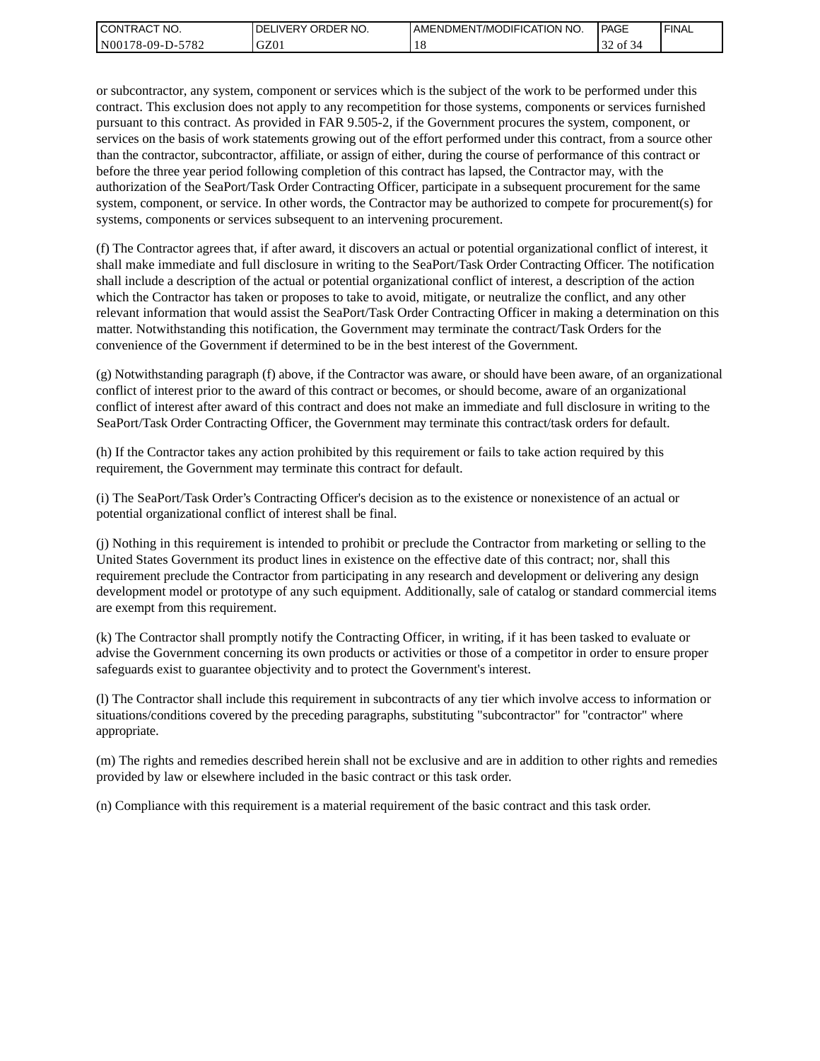or subcontractor, any system, component or services which is the subject of the work to be performed under this contract. This exclusion does not apply to any recompetition for those systems, components or services furnished pursuant to this contract. As provided in FAR 9.505-2, if the Government procures the system, component, or services on the basis of work statements growing out of the effort performed under this contract, from a source other than the contractor, subcontractor, affiliate, or assign of either, during the course of performance of this contract or before the three year period following completion of this contract has lapsed, the Contractor may, with the authorization of the SeaPort/Task Order Contracting Officer, participate in a subsequent procurement for the same system, component, or service. In other words, the Contractor may be authorized to compete for procurement(s) for systems, components or services subsequent to an intervening procurement.

(f) The Contractor agrees that, if after award, it discovers an actual or potential organizational conflict of interest, it shall make immediate and full disclosure in writing to the SeaPort/Task Order Contracting Officer. The notification shall include a description of the actual or potential organizational conflict of interest, a description of the action which the Contractor has taken or proposes to take to avoid, mitigate, or neutralize the conflict, and any other relevant information that would assist the SeaPort/Task Order Contracting Officer in making a determination on this matter. Notwithstanding this notification, the Government may terminate the contract/Task Orders for the convenience of the Government if determined to be in the best interest of the Government.

(g) Notwithstanding paragraph (f) above, if the Contractor was aware, or should have been aware, of an organizational conflict of interest prior to the award of this contract or becomes, or should become, aware of an organizational conflict of interest after award of this contract and does not make an immediate and full disclosure in writing to the SeaPort/Task Order Contracting Officer, the Government may terminate this contract/task orders for default.

(h) If the Contractor takes any action prohibited by this requirement or fails to take action required by this requirement, the Government may terminate this contract for default.

(i) The SeaPort/Task Order's Contracting Officer's decision as to the existence or nonexistence of an actual or potential organizational conflict of interest shall be final.

(j) Nothing in this requirement is intended to prohibit or preclude the Contractor from marketing or selling to the United States Government its product lines in existence on the effective date of this contract; nor, shall this requirement preclude the Contractor from participating in any research and development or delivering any design development model or prototype of any such equipment. Additionally, sale of catalog or standard commercial items are exempt from this requirement.

(k) The Contractor shall promptly notify the Contracting Officer, in writing, if it has been tasked to evaluate or advise the Government concerning its own products or activities or those of a competitor in order to ensure proper safeguards exist to guarantee objectivity and to protect the Government's interest.

(l) The Contractor shall include this requirement in subcontracts of any tier which involve access to information or situations/conditions covered by the preceding paragraphs, substituting "subcontractor" for "contractor" where appropriate.

(m) The rights and remedies described herein shall not be exclusive and are in addition to other rights and remedies provided by law or elsewhere included in the basic contract or this task order.

(n) Compliance with this requirement is a material requirement of the basic contract and this task order.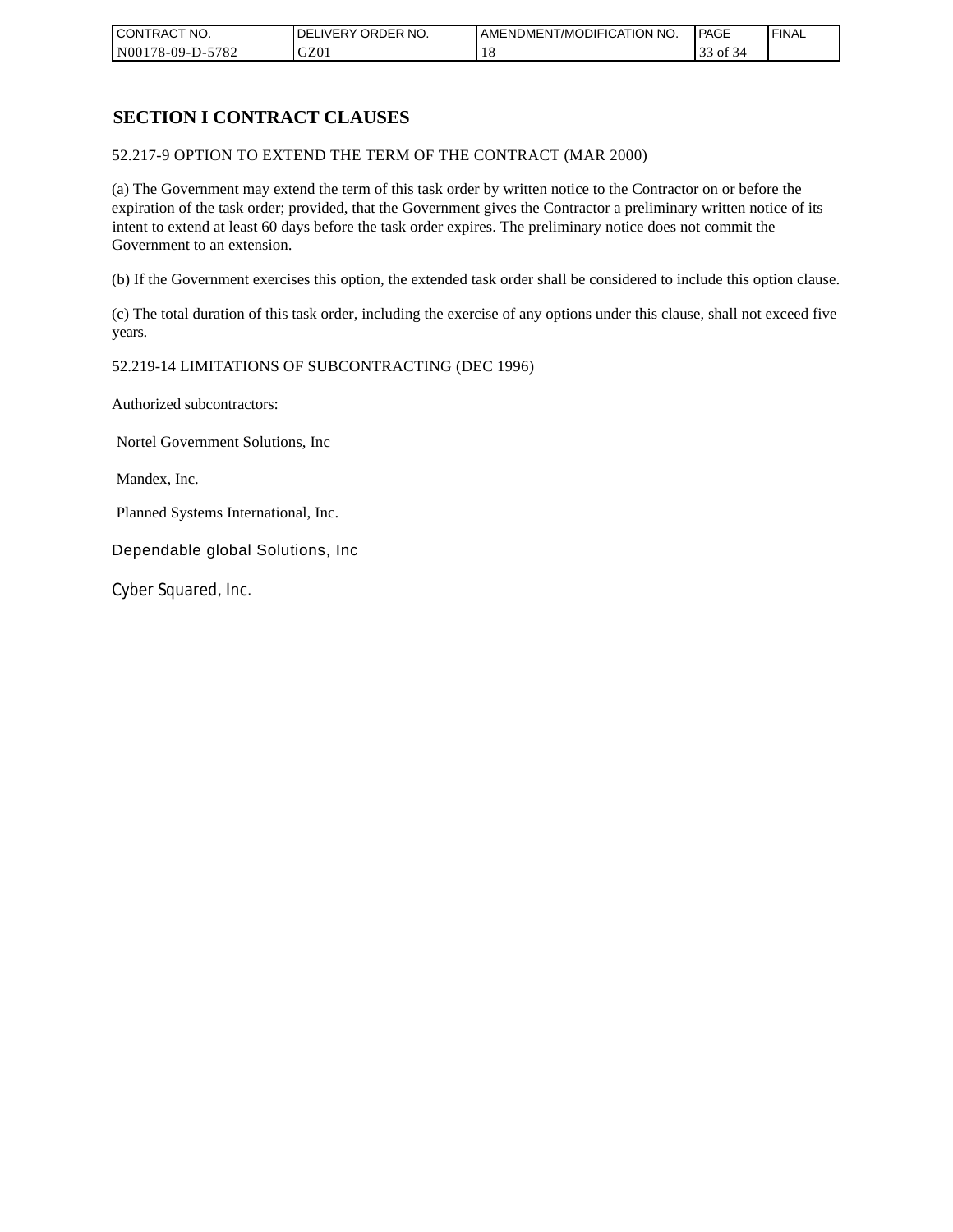## SECTION I CONTRACT CLAUSES

52.217-9 OPTION TO EXTEND THE TERM OF THE CONTRACT (MAR 2000)

(a) The Government may extend the term of this task order by written notice to the Contractor on or before the expiration of the task order; provided, that the Government gives the Contractor a preliminary written notice of its intent to extend at least 60 days before the task order expires. The preliminary notice does not commit the Government to an extension.

(b) If the Government exercises this option, the extended task order shall be considered to include this option clause.

(c) The total duration of this task order, including the exercise of any options under this clause, shall not exceed five years.

52.219-14 LIMITATIONS OF SUBCONTRACTING (DEC 1996)

Authorized subcontractors:

Nortel Government Solutions, Inc

Mandex, Inc.

Planned Systems International, Inc.

Dependable global Solutions, Inc

Cyber Squared, Inc.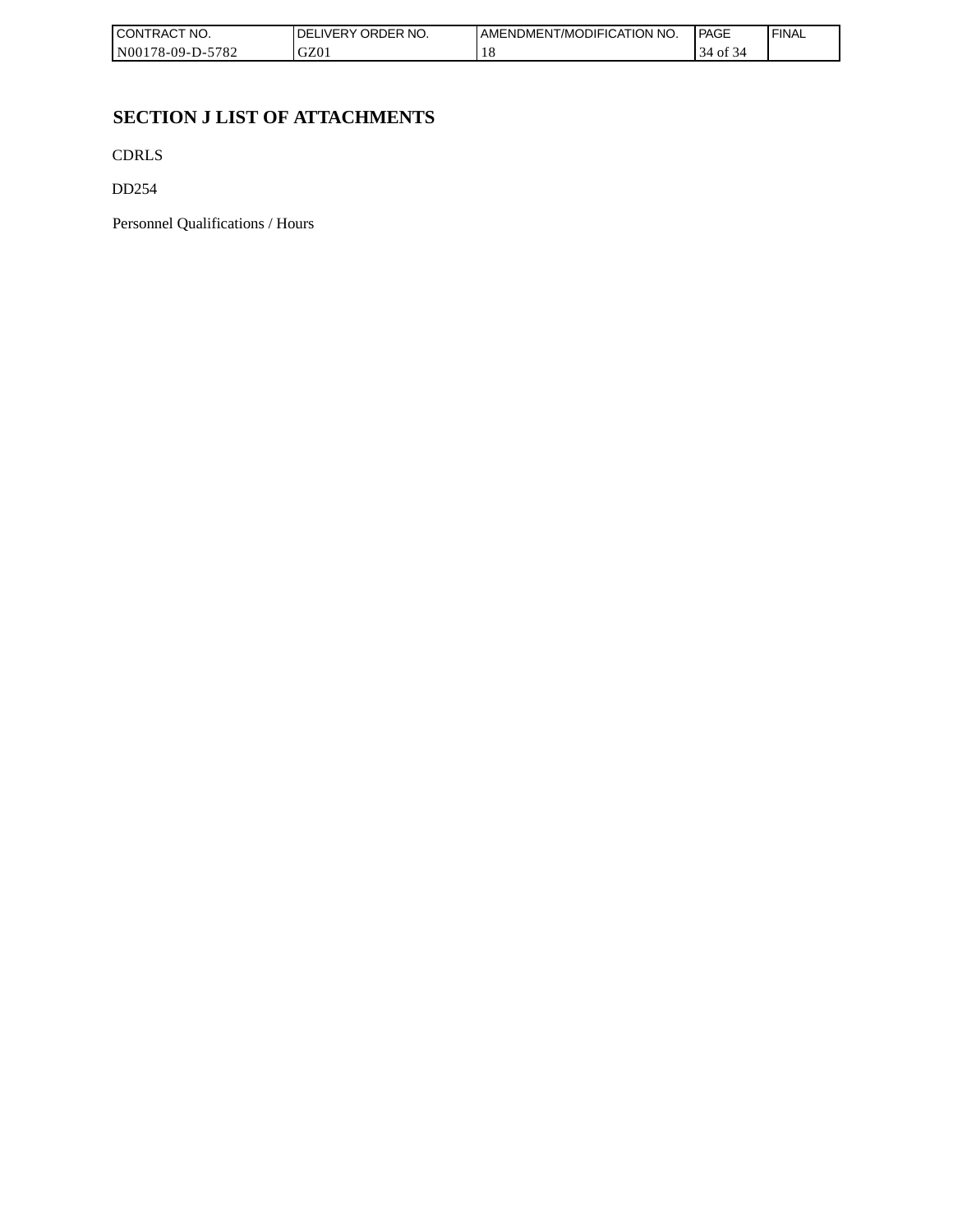## SECTION J LIST OF ATTACHMENTS

CDRLS

DD254

Personnel Qualifications / Hours